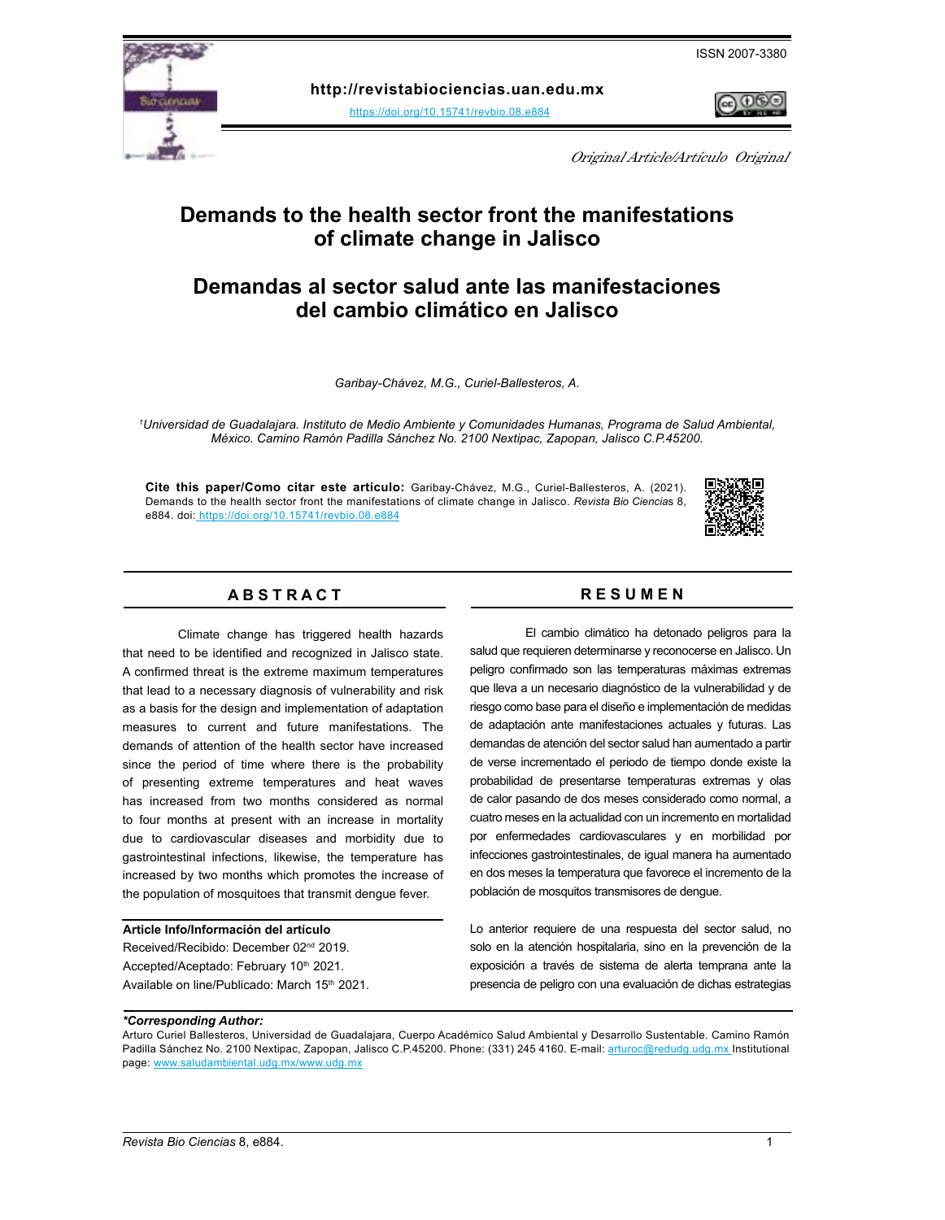ISSN 2007-3380

**http://revistabiociencias.uan.edu.mx**

https://doi.org/10.15741/revbio.08.e884

*Original Article/Artículo Original*

# Demands to the health sector front the manifestations of climate change in Jalisco

# Demandas al sector salud ante las manifestaciones del cambio climático en Jalisco

*Garibay-Chávez, M.G., Curiel-Ballesteros, A.*

*[1]Universidad de Guadalajara. Instituto de Medio Ambiente y Comunidades Humanas, Programa de Salud Ambiental, México. Camino Ramón Padilla Sánchez No. 2100 Nextipac, Zapopan, Jalisco C.P.45200.*

**Cite this paper/Como citar este artículo:** Garibay-Chávez, M.G., Curiel-Ballesteros, A. (2021). Demands to the health sector front the manifestations of climate change in Jalisco. *Revista Bio Ciencias* 8, e884. doi: https://doi.org/10.15741/revbio.08.e884

## ABSTRACT

Climate change has triggered health hazards that need to be identified and recognized in Jalisco state. A confirmed threat is the extreme maximum temperatures that lead to a necessary diagnosis of vulnerability and risk as a basis for the design and implementation of adaptation measures to current and future manifestations. The demands of attention of the health sector have increased since the period of time where there is the probability of presenting extreme temperatures and heat waves has increased from two months considered as normal to four months at present with an increase in mortality due to cardiovascular diseases and morbidity due to gastrointestinal infections, likewise, the temperature has increased by two months which promotes the increase of the population of mosquitoes that transmit dengue fever.

**Article Info/Información del artículo**

Received/Recibido: December 02nd 2019.

Accepted/Aceptado: February 10th 2021.

Available on line/Publicado: March 15th 2021.

## RESUMEN

El cambio climático ha detonado peligros para la salud que requieren determinarse y reconocerse en Jalisco. Un peligro confirmado son las temperaturas máximas extremas que lleva a un necesario diagnóstico de la vulnerabilidad y de riesgo como base para el diseño e implementación de medidas de adaptación ante manifestaciones actuales y futuras. Las demandas de atención del sector salud han aumentado a partir de verse incrementado el periodo de tiempo donde existe la probabilidad de presentarse temperaturas extremas y olas de calor pasando de dos meses considerado como normal, a cuatro meses en la actualidad con un incremento en mortalidad por enfermedades cardiovasculares y en morbilidad por infecciones gastrointestinales, de igual manera ha aumentado en dos meses la temperatura que favorece el incremento de la población de mosquitos transmisores de dengue.

Lo anterior requiere de una respuesta del sector salud, no solo en la atención hospitalaria, sino en la prevención de la exposición a través de sistema de alerta temprana ante la presencia de peligro con una evaluación de dichas estrategias

***Corresponding Author:**

Arturo Curiel Ballesteros, Universidad de Guadalajara, Cuerpo Académico Salud Ambiental y Desarrollo Sustentable. Camino Ramón Padilla Sánchez No. 2100 Nextipac, Zapopan, Jalisco C.P.45200. Phone: (331) 245 4160. E-mail: arturoc@redudg.udg.mx Institutional page: www.saludambiental.udg.mx/www.udg.mx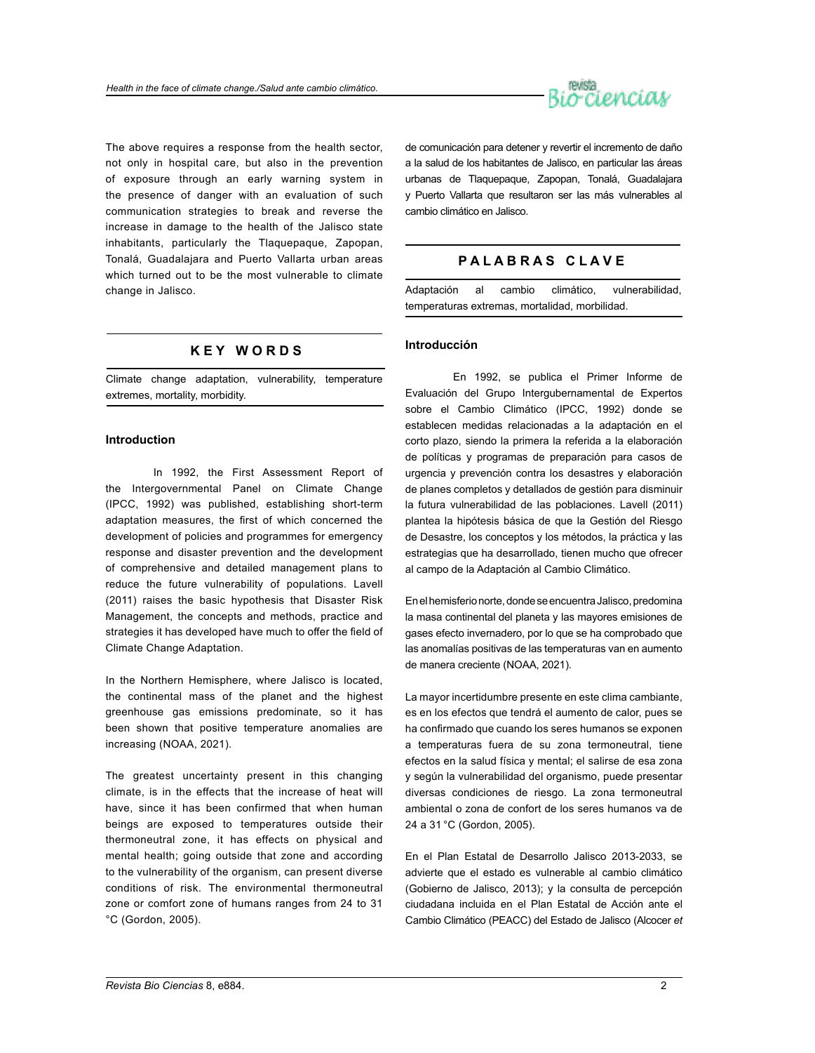The above requires a response from the health sector, not only in hospital care, but also in the prevention of exposure through an early warning system in the presence of danger with an evaluation of such communication strategies to break and reverse the increase in damage to the health of the Jalisco state inhabitants, particularly the Tlaquepaque, Zapopan, Tonalá, Guadalajara and Puerto Vallarta urban areas which turned out to be the most vulnerable to climate change in Jalisco.

## KEY WORDS

Climate change adaptation, vulnerability, temperature extremes, mortality, morbidity.

## Introduction

In 1992, the First Assessment Report of the Intergovernmental Panel on Climate Change (IPCC, 1992) was published, establishing short-term adaptation measures, the first of which concerned the development of policies and programmes for emergency response and disaster prevention and the development of comprehensive and detailed management plans to reduce the future vulnerability of populations. Lavell (2011) raises the basic hypothesis that Disaster Risk Management, the concepts and methods, practice and strategies it has developed have much to offer the field of Climate Change Adaptation.

In the Northern Hemisphere, where Jalisco is located, the continental mass of the planet and the highest greenhouse gas emissions predominate, so it has been shown that positive temperature anomalies are increasing (NOAA, 2021).

The greatest uncertainty present in this changing climate, is in the effects that the increase of heat will have, since it has been confirmed that when human beings are exposed to temperatures outside their thermoneutral zone, it has effects on physical and mental health; going outside that zone and according to the vulnerability of the organism, can present diverse conditions of risk. The environmental thermoneutral zone or comfort zone of humans ranges from 24 to 31 °C (Gordon, 2005).

de comunicación para detener y revertir el incremento de daño a la salud de los habitantes de Jalisco, en particular las áreas urbanas de Tlaquepaque, Zapopan, Tonalá, Guadalajara y Puerto Vallarta que resultaron ser las más vulnerables al cambio climático en Jalisco.

## PALABRAS CLAVE

Adaptación al cambio climático, vulnerabilidad, temperaturas extremas, mortalidad, morbilidad.

## Introducción

En 1992, se publica el Primer Informe de Evaluación del Grupo Intergubernamental de Expertos sobre el Cambio Climático (IPCC, 1992) donde se establecen medidas relacionadas a la adaptación en el corto plazo, siendo la primera la referida a la elaboración de políticas y programas de preparación para casos de urgencia y prevención contra los desastres y elaboración de planes completos y detallados de gestión para disminuir la futura vulnerabilidad de las poblaciones. Lavell (2011) plantea la hipótesis básica de que la Gestión del Riesgo de Desastre, los conceptos y los métodos, la práctica y las estrategias que ha desarrollado, tienen mucho que ofrecer al campo de la Adaptación al Cambio Climático.

En el hemisferio norte, donde se encuentra Jalisco, predomina la masa continental del planeta y las mayores emisiones de gases efecto invernadero, por lo que se ha comprobado que las anomalías positivas de las temperaturas van en aumento de manera creciente (NOAA, 2021).

La mayor incertidumbre presente en este clima cambiante, es en los efectos que tendrá el aumento de calor, pues se ha confirmado que cuando los seres humanos se exponen a temperaturas fuera de su zona termoneutral, tiene efectos en la salud física y mental; el salirse de esa zona y según la vulnerabilidad del organismo, puede presentar diversas condiciones de riesgo. La zona termoneutral ambiental o zona de confort de los seres humanos va de 24 a 31 °C (Gordon, 2005).

En el Plan Estatal de Desarrollo Jalisco 2013-2033, se advierte que el estado es vulnerable al cambio climático (Gobierno de Jalisco, 2013); y la consulta de percepción ciudadana incluida en el Plan Estatal de Acción ante el Cambio Climático (PEACC) del Estado de Jalisco (Alcocer *et*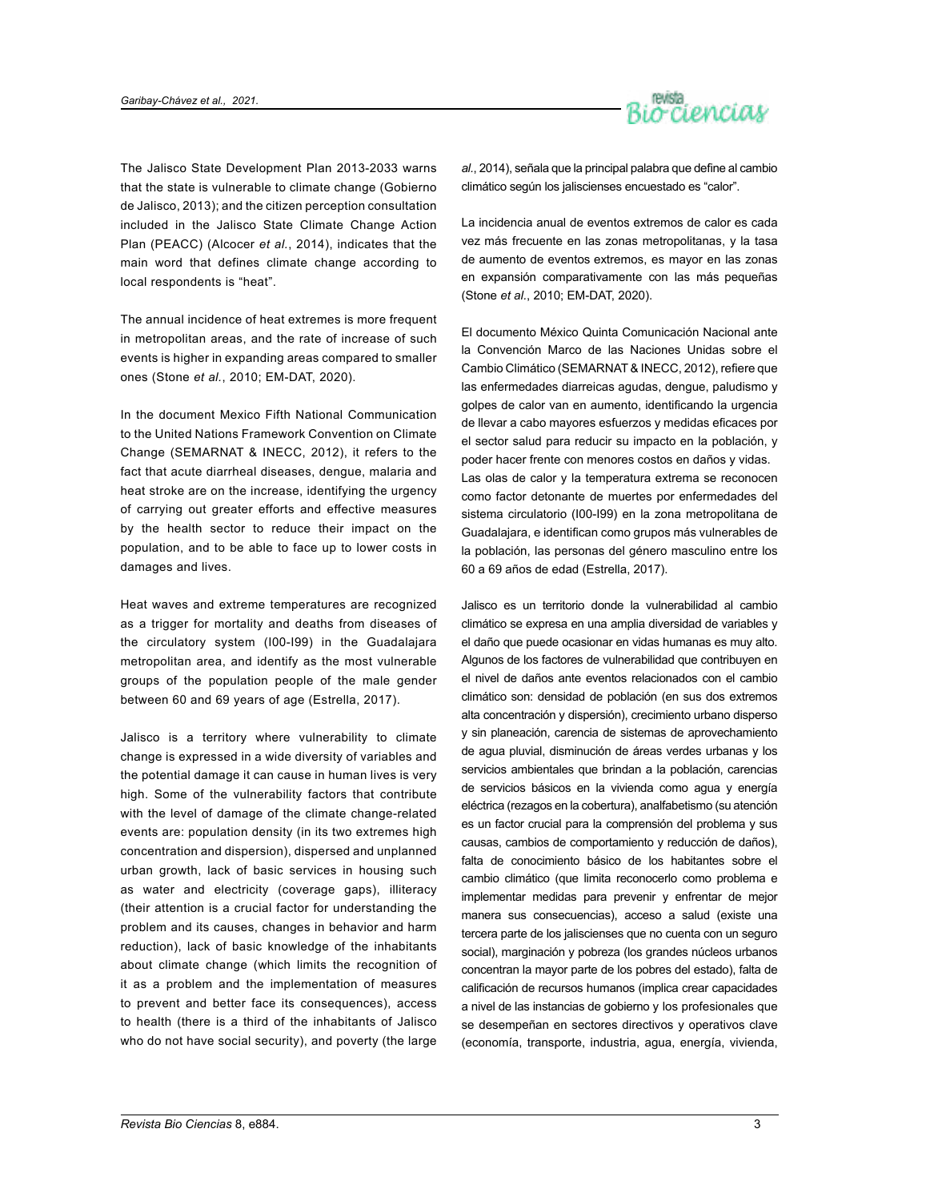The Jalisco State Development Plan 2013-2033 warns that the state is vulnerable to climate change (Gobierno de Jalisco, 2013); and the citizen perception consultation included in the Jalisco State Climate Change Action Plan (PEACC) (Alcocer *et al.*, 2014), indicates that the main word that defines climate change according to local respondents is "heat".

The annual incidence of heat extremes is more frequent in metropolitan areas, and the rate of increase of such events is higher in expanding areas compared to smaller ones (Stone *et al.*, 2010; EM-DAT, 2020).

In the document Mexico Fifth National Communication to the United Nations Framework Convention on Climate Change (SEMARNAT & INECC, 2012), it refers to the fact that acute diarrheal diseases, dengue, malaria and heat stroke are on the increase, identifying the urgency of carrying out greater efforts and effective measures by the health sector to reduce their impact on the population, and to be able to face up to lower costs in damages and lives.

Heat waves and extreme temperatures are recognized as a trigger for mortality and deaths from diseases of the circulatory system (I00-I99) in the Guadalajara metropolitan area, and identify as the most vulnerable groups of the population people of the male gender between 60 and 69 years of age (Estrella, 2017).

Jalisco is a territory where vulnerability to climate change is expressed in a wide diversity of variables and the potential damage it can cause in human lives is very high. Some of the vulnerability factors that contribute with the level of damage of the climate change-related events are: population density (in its two extremes high concentration and dispersion), dispersed and unplanned urban growth, lack of basic services in housing such as water and electricity (coverage gaps), illiteracy (their attention is a crucial factor for understanding the problem and its causes, changes in behavior and harm reduction), lack of basic knowledge of the inhabitants about climate change (which limits the recognition of it as a problem and the implementation of measures to prevent and better face its consequences), access to health (there is a third of the inhabitants of Jalisco who do not have social security), and poverty (the large

*al.*, 2014), señala que la principal palabra que define al cambio climático según los jaliscienses encuestado es "calor".

La incidencia anual de eventos extremos de calor es cada vez más frecuente en las zonas metropolitanas, y la tasa de aumento de eventos extremos, es mayor en las zonas en expansión comparativamente con las más pequeñas (Stone *et al.*, 2010; EM-DAT, 2020).

El documento México Quinta Comunicación Nacional ante la Convención Marco de las Naciones Unidas sobre el Cambio Climático (SEMARNAT & INECC, 2012), refiere que las enfermedades diarreicas agudas, dengue, paludismo y golpes de calor van en aumento, identificando la urgencia de llevar a cabo mayores esfuerzos y medidas eficaces por el sector salud para reducir su impacto en la población, y poder hacer frente con menores costos en daños y vidas.
Las olas de calor y la temperatura extrema se reconocen como factor detonante de muertes por enfermedades del sistema circulatorio (I00-I99) en la zona metropolitana de Guadalajara, e identifican como grupos más vulnerables de la población, las personas del género masculino entre los 60 a 69 años de edad (Estrella, 2017).

Jalisco es un territorio donde la vulnerabilidad al cambio climático se expresa en una amplia diversidad de variables y el daño que puede ocasionar en vidas humanas es muy alto. Algunos de los factores de vulnerabilidad que contribuyen en el nivel de daños ante eventos relacionados con el cambio climático son: densidad de población (en sus dos extremos alta concentración y dispersión), crecimiento urbano disperso y sin planeación, carencia de sistemas de aprovechamiento de agua pluvial, disminución de áreas verdes urbanas y los servicios ambientales que brindan a la población, carencias de servicios básicos en la vivienda como agua y energía eléctrica (rezagos en la cobertura), analfabetismo (su atención es un factor crucial para la comprensión del problema y sus causas, cambios de comportamiento y reducción de daños), falta de conocimiento básico de los habitantes sobre el cambio climático (que limita reconocerlo como problema e implementar medidas para prevenir y enfrentar de mejor manera sus consecuencias), acceso a salud (existe una tercera parte de los jaliscienses que no cuenta con un seguro social), marginación y pobreza (los grandes núcleos urbanos concentran la mayor parte de los pobres del estado), falta de calificación de recursos humanos (implica crear capacidades a nivel de las instancias de gobierno y los profesionales que se desempeñan en sectores directivos y operativos clave (economía, transporte, industria, agua, energía, vivienda,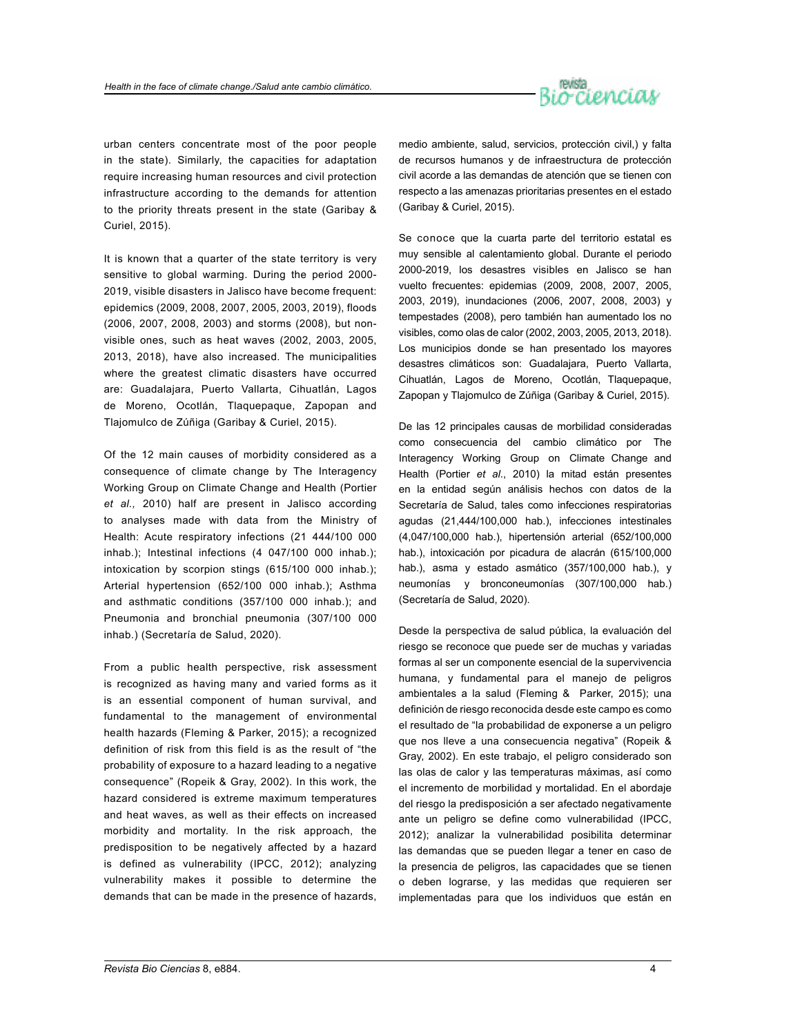urban centers concentrate most of the poor people in the state). Similarly, the capacities for adaptation require increasing human resources and civil protection infrastructure according to the demands for attention to the priority threats present in the state (Garibay & Curiel, 2015).

It is known that a quarter of the state territory is very sensitive to global warming. During the period 2000-2019, visible disasters in Jalisco have become frequent: epidemics (2009, 2008, 2007, 2005, 2003, 2019), floods (2006, 2007, 2008, 2003) and storms (2008), but non-visible ones, such as heat waves (2002, 2003, 2005, 2013, 2018), have also increased. The municipalities where the greatest climatic disasters have occurred are: Guadalajara, Puerto Vallarta, Cihuatlán, Lagos de Moreno, Ocotlán, Tlaquepaque, Zapopan and Tlajomulco de Zúñiga (Garibay & Curiel, 2015).

Of the 12 main causes of morbidity considered as a consequence of climate change by The Interagency Working Group on Climate Change and Health (Portier *et al.,* 2010) half are present in Jalisco according to analyses made with data from the Ministry of Health: Acute respiratory infections (21 444/100 000 inhab.); Intestinal infections (4 047/100 000 inhab.); intoxication by scorpion stings (615/100 000 inhab.); Arterial hypertension (652/100 000 inhab.); Asthma and asthmatic conditions (357/100 000 inhab.); and Pneumonia and bronchial pneumonia (307/100 000 inhab.) (Secretaría de Salud, 2020).

From a public health perspective, risk assessment is recognized as having many and varied forms as it is an essential component of human survival, and fundamental to the management of environmental health hazards (Fleming & Parker, 2015); a recognized definition of risk from this field is as the result of "the probability of exposure to a hazard leading to a negative consequence" (Ropeik & Gray, 2002). In this work, the hazard considered is extreme maximum temperatures and heat waves, as well as their effects on increased morbidity and mortality. In the risk approach, the predisposition to be negatively affected by a hazard is defined as vulnerability (IPCC, 2012); analyzing vulnerability makes it possible to determine the demands that can be made in the presence of hazards,

medio ambiente, salud, servicios, protección civil,) y falta de recursos humanos y de infraestructura de protección civil acorde a las demandas de atención que se tienen con respecto a las amenazas prioritarias presentes en el estado (Garibay & Curiel, 2015).

Se conoce que la cuarta parte del territorio estatal es muy sensible al calentamiento global. Durante el periodo 2000-2019, los desastres visibles en Jalisco se han vuelto frecuentes: epidemias (2009, 2008, 2007, 2005, 2003, 2019), inundaciones (2006, 2007, 2008, 2003) y tempestades (2008), pero también han aumentado los no visibles, como olas de calor (2002, 2003, 2005, 2013, 2018). Los municipios donde se han presentado los mayores desastres climáticos son: Guadalajara, Puerto Vallarta, Cihuatlán, Lagos de Moreno, Ocotlán, Tlaquepaque, Zapopan y Tlajomulco de Zúñiga (Garibay & Curiel, 2015).

De las 12 principales causas de morbilidad consideradas como consecuencia del cambio climático por The Interagency Working Group on Climate Change and Health (Portier *et al*., 2010) la mitad están presentes en la entidad según análisis hechos con datos de la Secretaría de Salud, tales como infecciones respiratorias agudas (21,444/100,000 hab.), infecciones intestinales (4,047/100,000 hab.), hipertensión arterial (652/100,000 hab.), intoxicación por picadura de alacrán (615/100,000 hab.), asma y estado asmático (357/100,000 hab.), y neumonías y bronconeumonías (307/100,000 hab.) (Secretaría de Salud, 2020).

Desde la perspectiva de salud pública, la evaluación del riesgo se reconoce que puede ser de muchas y variadas formas al ser un componente esencial de la supervivencia humana, y fundamental para el manejo de peligros ambientales a la salud (Fleming & Parker, 2015); una definición de riesgo reconocida desde este campo es como el resultado de "la probabilidad de exponerse a un peligro que nos lleve a una consecuencia negativa" (Ropeik & Gray, 2002). En este trabajo, el peligro considerado son las olas de calor y las temperaturas máximas, así como el incremento de morbilidad y mortalidad. En el abordaje del riesgo la predisposición a ser afectado negativamente ante un peligro se define como vulnerabilidad (IPCC, 2012); analizar la vulnerabilidad posibilita determinar las demandas que se pueden llegar a tener en caso de la presencia de peligros, las capacidades que se tienen o deben lograrse, y las medidas que requieren ser implementadas para que los individuos que están en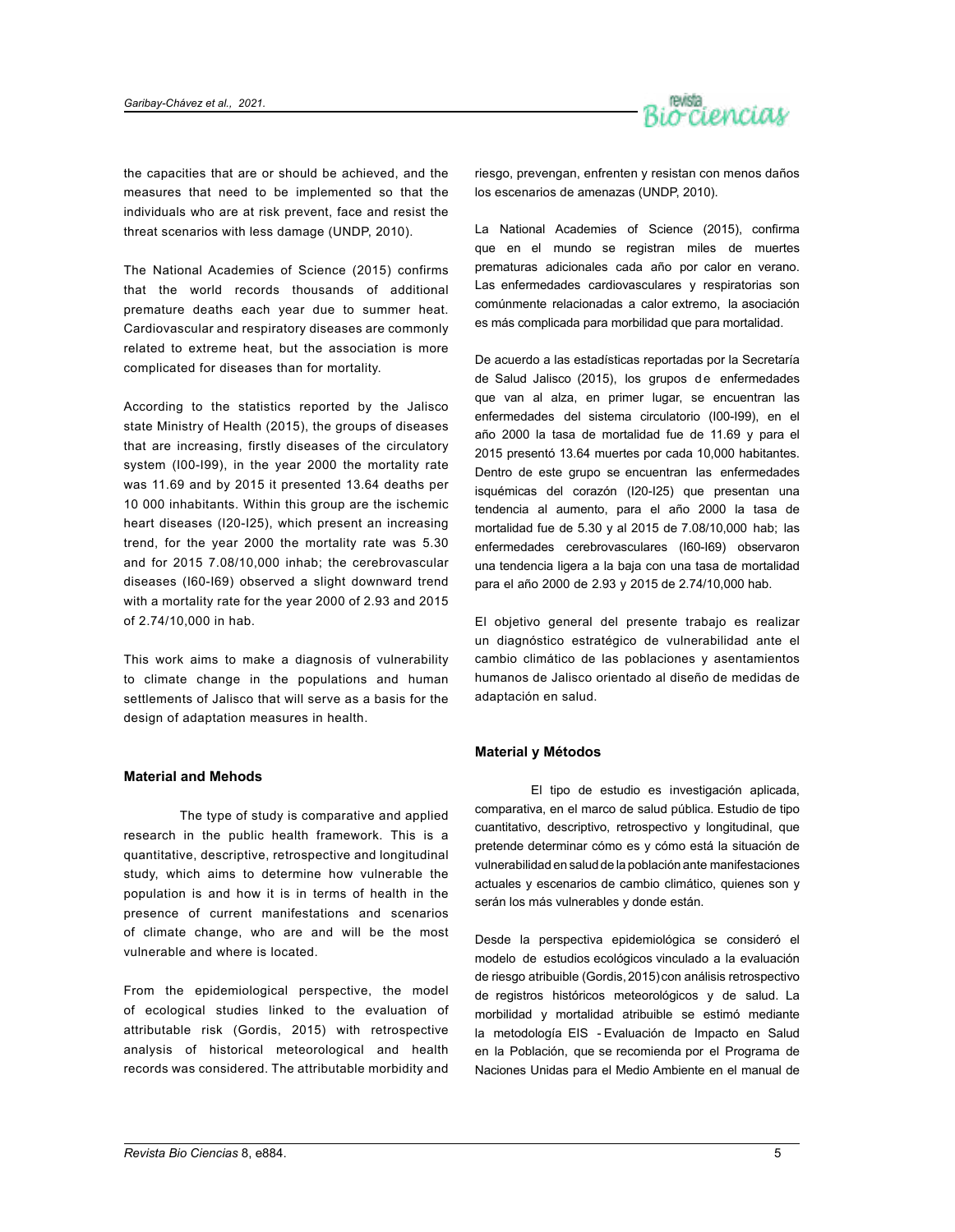the capacities that are or should be achieved, and the measures that need to be implemented so that the individuals who are at risk prevent, face and resist the threat scenarios with less damage (UNDP, 2010).

The National Academies of Science (2015) confirms that the world records thousands of additional premature deaths each year due to summer heat. Cardiovascular and respiratory diseases are commonly related to extreme heat, but the association is more complicated for diseases than for mortality.

According to the statistics reported by the Jalisco state Ministry of Health (2015), the groups of diseases that are increasing, firstly diseases of the circulatory system (I00-I99), in the year 2000 the mortality rate was 11.69 and by 2015 it presented 13.64 deaths per 10 000 inhabitants. Within this group are the ischemic heart diseases (I20-I25), which present an increasing trend, for the year 2000 the mortality rate was 5.30 and for 2015 7.08/10,000 inhab; the cerebrovascular diseases (I60-I69) observed a slight downward trend with a mortality rate for the year 2000 of 2.93 and 2015 of 2.74/10,000 in hab.

This work aims to make a diagnosis of vulnerability to climate change in the populations and human settlements of Jalisco that will serve as a basis for the design of adaptation measures in health.

## Material and Mehods

The type of study is comparative and applied research in the public health framework. This is a quantitative, descriptive, retrospective and longitudinal study, which aims to determine how vulnerable the population is and how it is in terms of health in the presence of current manifestations and scenarios of climate change, who are and will be the most vulnerable and where is located.

From the epidemiological perspective, the model of ecological studies linked to the evaluation of attributable risk (Gordis, 2015) with retrospective analysis of historical meteorological and health records was considered. The attributable morbidity and

riesgo, prevengan, enfrenten y resistan con menos daños los escenarios de amenazas (UNDP, 2010).

La National Academies of Science (2015), confirma que en el mundo se registran miles de muertes prematuras adicionales cada año por calor en verano. Las enfermedades cardiovasculares y respiratorias son comúnmente relacionadas a calor extremo, la asociación es más complicada para morbilidad que para mortalidad.

De acuerdo a las estadísticas reportadas por la Secretaría de Salud Jalisco (2015), los grupos de enfermedades que van al alza, en primer lugar, se encuentran las enfermedades del sistema circulatorio (I00-I99), en el año 2000 la tasa de mortalidad fue de 11.69 y para el 2015 presentó 13.64 muertes por cada 10,000 habitantes. Dentro de este grupo se encuentran las enfermedades isquémicas del corazón (I20-I25) que presentan una tendencia al aumento, para el año 2000 la tasa de mortalidad fue de 5.30 y al 2015 de 7.08/10,000 hab; las enfermedades cerebrovasculares (I60-I69) observaron una tendencia ligera a la baja con una tasa de mortalidad para el año 2000 de 2.93 y 2015 de 2.74/10,000 hab.

El objetivo general del presente trabajo es realizar un diagnóstico estratégico de vulnerabilidad ante el cambio climático de las poblaciones y asentamientos humanos de Jalisco orientado al diseño de medidas de adaptación en salud.

## Material y Métodos

El tipo de estudio es investigación aplicada, comparativa, en el marco de salud pública. Estudio de tipo cuantitativo, descriptivo, retrospectivo y longitudinal, que pretende determinar cómo es y cómo está la situación de vulnerabilidad en salud de la población ante manifestaciones actuales y escenarios de cambio climático, quienes son y serán los más vulnerables y donde están.

Desde la perspectiva epidemiológica se consideró el modelo de estudios ecológicos vinculado a la evaluación de riesgo atribuible (Gordis, 2015) con análisis retrospectivo de registros históricos meteorológicos y de salud. La morbilidad y mortalidad atribuible se estimó mediante la metodología EIS - Evaluación de Impacto en Salud en la Población, que se recomienda por el Programa de Naciones Unidas para el Medio Ambiente en el manual de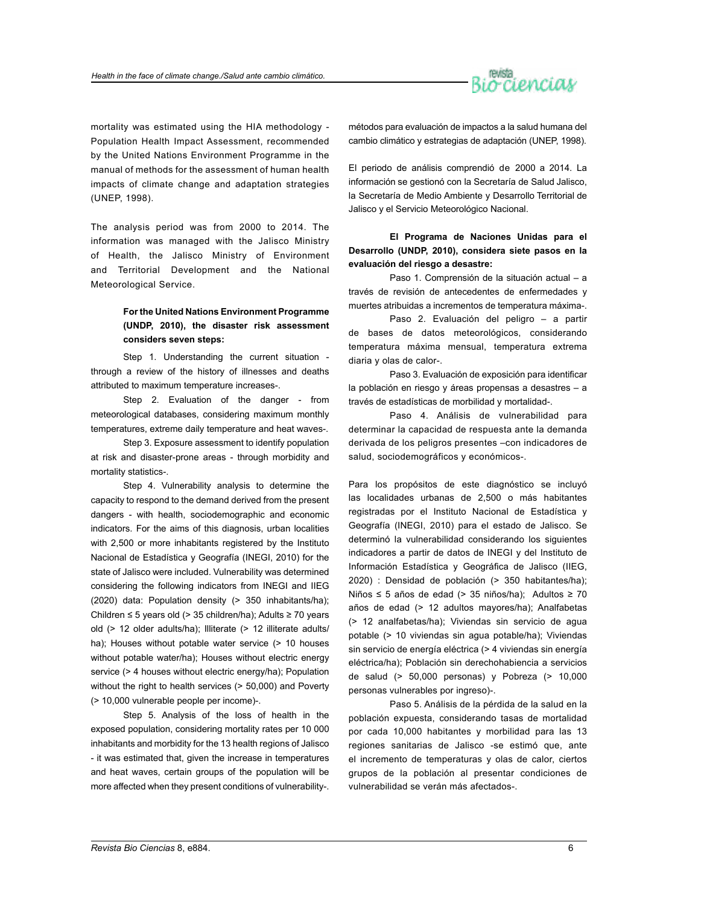mortality was estimated using the HIA methodology - Population Health Impact Assessment, recommended by the United Nations Environment Programme in the manual of methods for the assessment of human health impacts of climate change and adaptation strategies (UNEP, 1998).

The analysis period was from 2000 to 2014. The information was managed with the Jalisco Ministry of Health, the Jalisco Ministry of Environment and Territorial Development and the National Meteorological Service.

**For the United Nations Environment Programme (UNDP, 2010), the disaster risk assessment considers seven steps:**

Step 1. Understanding the current situation - through a review of the history of illnesses and deaths attributed to maximum temperature increases-.

Step 2. Evaluation of the danger - from meteorological databases, considering maximum monthly temperatures, extreme daily temperature and heat waves-.

Step 3. Exposure assessment to identify population at risk and disaster-prone areas - through morbidity and mortality statistics-.

Step 4. Vulnerability analysis to determine the capacity to respond to the demand derived from the present dangers - with health, sociodemographic and economic indicators. For the aims of this diagnosis, urban localities with 2,500 or more inhabitants registered by the Instituto Nacional de Estadística y Geografía (INEGI, 2010) for the state of Jalisco were included. Vulnerability was determined considering the following indicators from INEGI and IIEG (2020) data: Population density (> 350 inhabitants/ha); Children ≤ 5 years old (> 35 children/ha); Adults ≥ 70 years old (> 12 older adults/ha); Illiterate (> 12 illiterate adults/ha); Houses without potable water service (> 10 houses without potable water/ha); Houses without electric energy service (> 4 houses without electric energy/ha); Population without the right to health services (> 50,000) and Poverty (> 10,000 vulnerable people per income)-.

Step 5. Analysis of the loss of health in the exposed population, considering mortality rates per 10 000 inhabitants and morbidity for the 13 health regions of Jalisco - it was estimated that, given the increase in temperatures and heat waves, certain groups of the population will be more affected when they present conditions of vulnerability-.

métodos para evaluación de impactos a la salud humana del cambio climático y estrategias de adaptación (UNEP, 1998).

El periodo de análisis comprendió de 2000 a 2014. La información se gestionó con la Secretaría de Salud Jalisco, la Secretaría de Medio Ambiente y Desarrollo Territorial de Jalisco y el Servicio Meteorológico Nacional.

**El Programa de Naciones Unidas para el Desarrollo (UNDP, 2010), considera siete pasos en la evaluación del riesgo a desastre:**

Paso 1. Comprensión de la situación actual – a través de revisión de antecedentes de enfermedades y muertes atribuidas a incrementos de temperatura máxima-.

Paso 2. Evaluación del peligro – a partir de bases de datos meteorológicos, considerando temperatura máxima mensual, temperatura extrema diaria y olas de calor-.

Paso 3. Evaluación de exposición para identificar la población en riesgo y áreas propensas a desastres – a través de estadísticas de morbilidad y mortalidad-.

Paso 4. Análisis de vulnerabilidad para determinar la capacidad de respuesta ante la demanda derivada de los peligros presentes –con indicadores de salud, sociodemográficos y económicos-.

Para los propósitos de este diagnóstico se incluyó las localidades urbanas de 2,500 o más habitantes registradas por el Instituto Nacional de Estadística y Geografía (INEGI, 2010) para el estado de Jalisco. Se determinó la vulnerabilidad considerando los siguientes indicadores a partir de datos de INEGI y del Instituto de Información Estadística y Geográfica de Jalisco (IIEG, 2020) : Densidad de población (> 350 habitantes/ha); Niños ≤ 5 años de edad (> 35 niños/ha); Adultos ≥ 70 años de edad (> 12 adultos mayores/ha); Analfabetas (> 12 analfabetas/ha); Viviendas sin servicio de agua potable (> 10 viviendas sin agua potable/ha); Viviendas sin servicio de energía eléctrica (> 4 viviendas sin energía eléctrica/ha); Población sin derechohabiencia a servicios de salud (> 50,000 personas) y Pobreza (> 10,000 personas vulnerables por ingreso)-.

Paso 5. Análisis de la pérdida de la salud en la población expuesta, considerando tasas de mortalidad por cada 10,000 habitantes y morbilidad para las 13 regiones sanitarias de Jalisco -se estimó que, ante el incremento de temperaturas y olas de calor, ciertos grupos de la población al presentar condiciones de vulnerabilidad se verán más afectados-.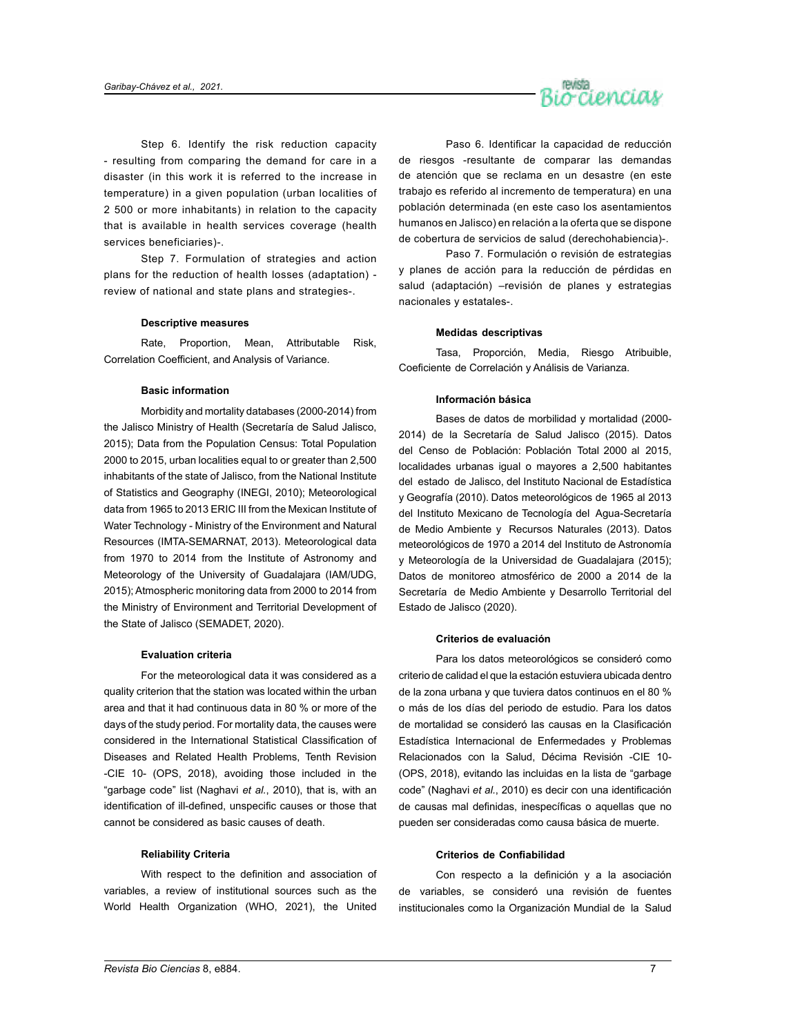Step 6. Identify the risk reduction capacity - resulting from comparing the demand for care in a disaster (in this work it is referred to the increase in temperature) in a given population (urban localities of 2 500 or more inhabitants) in relation to the capacity that is available in health services coverage (health services beneficiaries)-.

Step 7. Formulation of strategies and action plans for the reduction of health losses (adaptation) -review of national and state plans and strategies-.

#### Descriptive measures

Rate, Proportion, Mean, Attributable Risk, Correlation Coefficient, and Analysis of Variance.

#### Basic information

Morbidity and mortality databases (2000-2014) from the Jalisco Ministry of Health (Secretaría de Salud Jalisco, 2015); Data from the Population Census: Total Population 2000 to 2015, urban localities equal to or greater than 2,500 inhabitants of the state of Jalisco, from the National Institute of Statistics and Geography (INEGI, 2010); Meteorological data from 1965 to 2013 ERIC III from the Mexican Institute of Water Technology - Ministry of the Environment and Natural Resources (IMTA-SEMARNAT, 2013). Meteorological data from 1970 to 2014 from the Institute of Astronomy and Meteorology of the University of Guadalajara (IAM/UDG, 2015); Atmospheric monitoring data from 2000 to 2014 from the Ministry of Environment and Territorial Development of the State of Jalisco (SEMADET, 2020).

#### Evaluation criteria

For the meteorological data it was considered as a quality criterion that the station was located within the urban area and that it had continuous data in 80 % or more of the days of the study period. For mortality data, the causes were considered in the International Statistical Classification of Diseases and Related Health Problems, Tenth Revision -CIE 10- (OPS, 2018), avoiding those included in the “garbage code” list (Naghavi *et al.*, 2010), that is, with an identification of ill-defined, unspecific causes or those that cannot be considered as basic causes of death.

#### Reliability Criteria

With respect to the definition and association of variables, a review of institutional sources such as the World Health Organization (WHO, 2021), the United

Paso 6. Identificar la capacidad de reducción de riesgos -resultante de comparar las demandas de atención que se reclama en un desastre (en este trabajo es referido al incremento de temperatura) en una población determinada (en este caso los asentamientos humanos en Jalisco) en relación a la oferta que se dispone de cobertura de servicios de salud (derechohabiencia)-.

Paso 7. Formulación o revisión de estrategias y planes de acción para la reducción de pérdidas en salud (adaptación) –revisión de planes y estrategias nacionales y estatales-.

#### Medidas descriptivas

Tasa, Proporción, Media, Riesgo Atribuible, Coeficiente de Correlación y Análisis de Varianza.

#### Información básica

Bases de datos de morbilidad y mortalidad (2000-2014) de la Secretaría de Salud Jalisco (2015). Datos del Censo de Población: Población Total 2000 al 2015, localidades urbanas igual o mayores a 2,500 habitantes del estado de Jalisco, del Instituto Nacional de Estadística y Geografía (2010). Datos meteorológicos de 1965 al 2013 del Instituto Mexicano de Tecnología del Agua-Secretaría de Medio Ambiente y Recursos Naturales (2013). Datos meteorológicos de 1970 a 2014 del Instituto de Astronomía y Meteorología de la Universidad de Guadalajara (2015); Datos de monitoreo atmosférico de 2000 a 2014 de la Secretaría de Medio Ambiente y Desarrollo Territorial del Estado de Jalisco (2020).

#### Criterios de evaluación

Para los datos meteorológicos se consideró como criterio de calidad el que la estación estuviera ubicada dentro de la zona urbana y que tuviera datos continuos en el 80 % o más de los días del periodo de estudio. Para los datos de mortalidad se consideró las causas en la Clasificación Estadística Internacional de Enfermedades y Problemas Relacionados con la Salud, Décima Revisión -CIE 10- (OPS, 2018), evitando las incluidas en la lista de “garbage code” (Naghavi *et al.*, 2010) es decir con una identificación de causas mal definidas, inespecíficas o aquellas que no pueden ser consideradas como causa básica de muerte.

#### Criterios de Confiabilidad

Con respecto a la definición y a la asociación de variables, se consideró una revisión de fuentes institucionales como la Organización Mundial de la Salud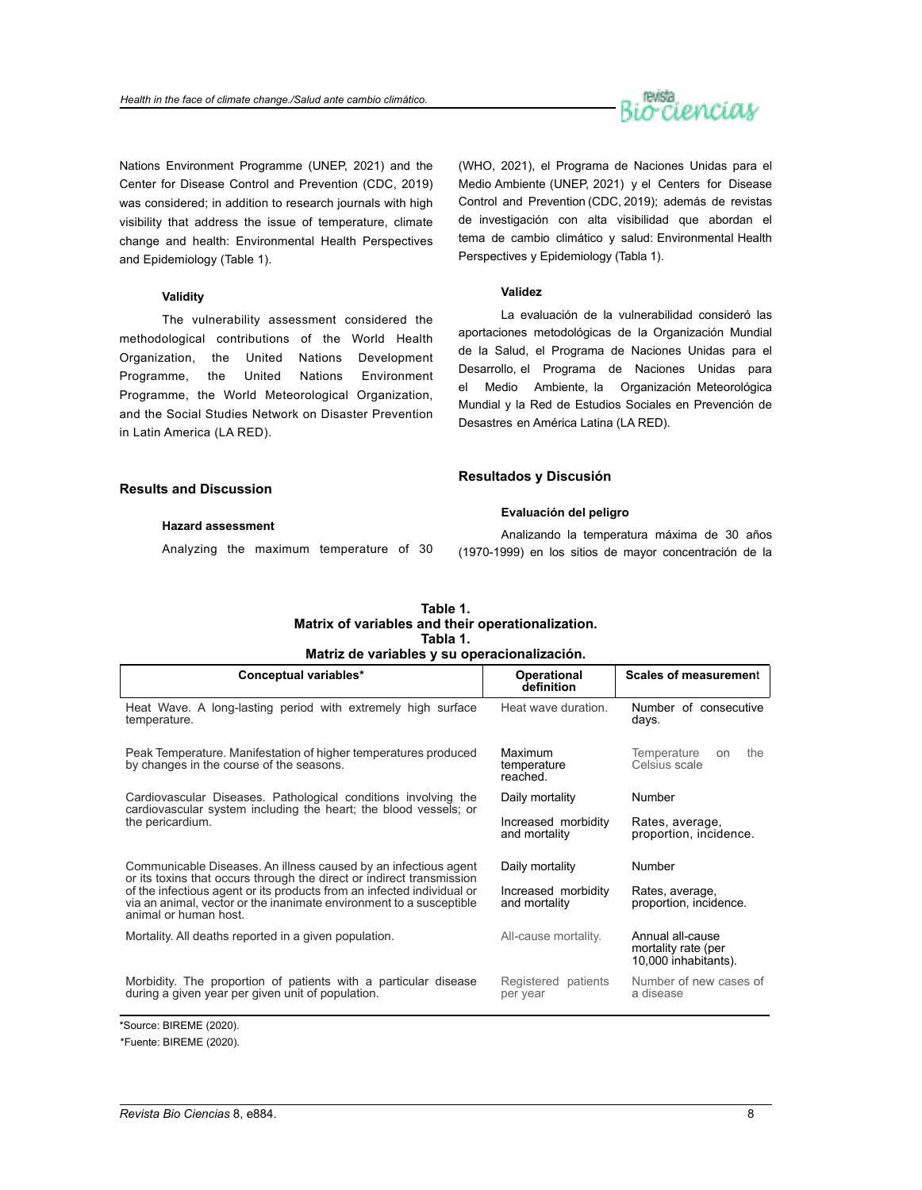Nations Environment Programme (UNEP, 2021) and the Center for Disease Control and Prevention (CDC, 2019) was considered; in addition to research journals with high visibility that address the issue of temperature, climate change and health: Environmental Health Perspectives and Epidemiology (Table 1).

#### Validity

The vulnerability assessment considered the methodological contributions of the World Health Organization, the United Nations Development Programme, the United Nations Environment Programme, the World Meteorological Organization, and the Social Studies Network on Disaster Prevention in Latin America (LA RED).

## Results and Discussion

#### Hazard assessment

Analyzing the maximum temperature of 30

(WHO, 2021), el Programa de Naciones Unidas para el Medio Ambiente (UNEP, 2021) y el Centers for Disease Control and Prevention (CDC, 2019); además de revistas de investigación con alta visibilidad que abordan el tema de cambio climático y salud: Environmental Health Perspectives y Epidemiology (Tabla 1).

#### Validez

La evaluación de la vulnerabilidad consideró las aportaciones metodológicas de la Organización Mundial de la Salud, el Programa de Naciones Unidas para el Desarrollo, el Programa de Naciones Unidas para el Medio Ambiente, la Organización Meteorológica Mundial y la Red de Estudios Sociales en Prevención de Desastres en América Latina (LA RED).

## Resultados y Discusión

#### Evaluación del peligro

Analizando la temperatura máxima de 30 años (1970-1999) en los sitios de mayor concentración de la

**Table 1.**
**Matrix of variables and their operationalization.**
**Tabla 1.**
**Matriz de variables y su operacionalización.**

| Conceptual variables* | Operational definition | Scales of measurement |
|---|---|---|
| Heat Wave. A long-lasting period with extremely high surface temperature. | Heat wave duration. | Number of consecutive days. |
| Peak Temperature. Manifestation of higher temperatures produced by changes in the course of the seasons. | Maximum temperature reached. | Temperature on the Celsius scale |
| Cardiovascular Diseases. Pathological conditions involving the cardiovascular system including the heart; the blood vessels; or the pericardium. | Daily mortality | Number |
| | Increased morbidity and mortality | Rates, average, proportion, incidence. |
| Communicable Diseases. An illness caused by an infectious agent or its toxins that occurs through the direct or indirect transmission of the infectious agent or its products from an infected individual or via an animal, vector or the inanimate environment to a susceptible animal or human host. | Daily mortality | Number |
| | Increased morbidity and mortality | Rates, average, proportion, incidence. |
| Mortality. All deaths reported in a given population. | All-cause mortality. | Annual all-cause mortality rate (per 10,000 inhabitants). |
| Morbidity. The proportion of patients with a particular disease during a given year per given unit of population. | Registered patients per year | Number of new cases of a disease |

*Source: BIREME (2020).

*Fuente: BIREME (2020).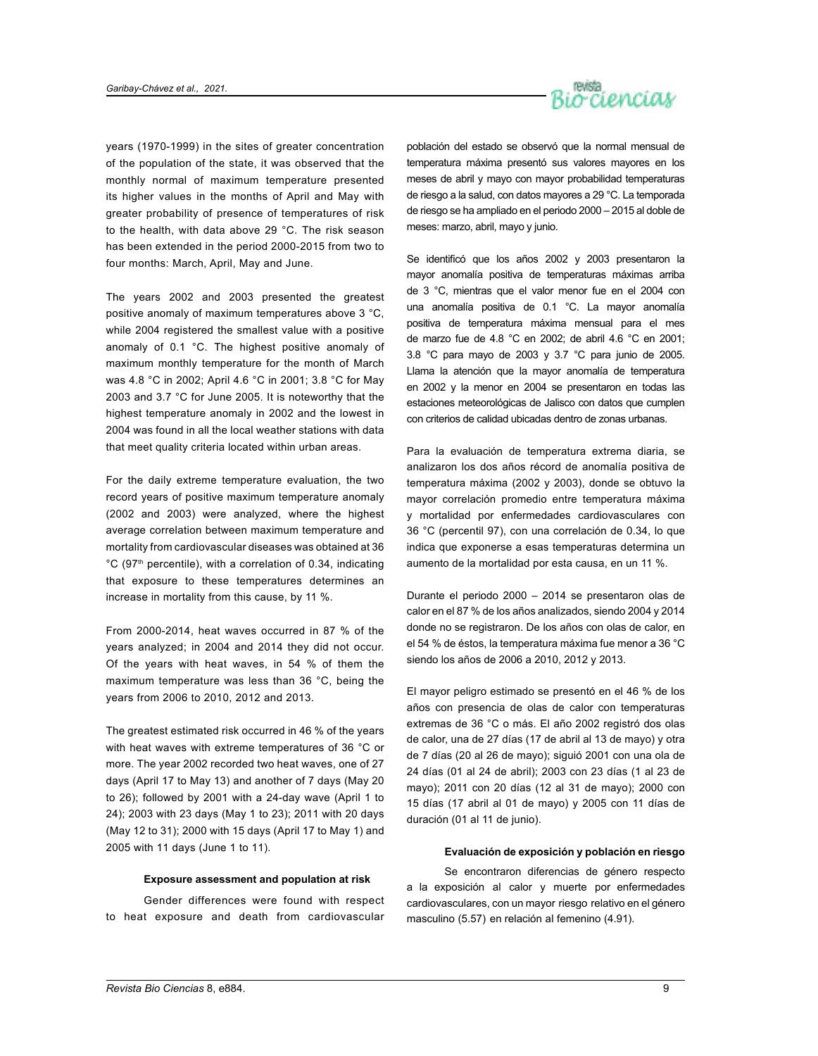years (1970-1999) in the sites of greater concentration of the population of the state, it was observed that the monthly normal of maximum temperature presented its higher values in the months of April and May with greater probability of presence of temperatures of risk to the health, with data above 29 °C. The risk season has been extended in the period 2000-2015 from two to four months: March, April, May and June.

The years 2002 and 2003 presented the greatest positive anomaly of maximum temperatures above 3 °C, while 2004 registered the smallest value with a positive anomaly of 0.1 °C. The highest positive anomaly of maximum monthly temperature for the month of March was 4.8 °C in 2002; April 4.6 °C in 2001; 3.8 °C for May 2003 and 3.7 °C for June 2005. It is noteworthy that the highest temperature anomaly in 2002 and the lowest in 2004 was found in all the local weather stations with data that meet quality criteria located within urban areas.

For the daily extreme temperature evaluation, the two record years of positive maximum temperature anomaly (2002 and 2003) were analyzed, where the highest average correlation between maximum temperature and mortality from cardiovascular diseases was obtained at 36 °C (97$^{th}$ percentile), with a correlation of 0.34, indicating that exposure to these temperatures determines an increase in mortality from this cause, by 11 %.

From 2000-2014, heat waves occurred in 87 % of the years analyzed; in 2004 and 2014 they did not occur. Of the years with heat waves, in 54 % of them the maximum temperature was less than 36 °C, being the years from 2006 to 2010, 2012 and 2013.

The greatest estimated risk occurred in 46 % of the years with heat waves with extreme temperatures of 36 °C or more. The year 2002 recorded two heat waves, one of 27 days (April 17 to May 13) and another of 7 days (May 20 to 26); followed by 2001 with a 24-day wave (April 1 to 24); 2003 with 23 days (May 1 to 23); 2011 with 20 days (May 12 to 31); 2000 with 15 days (April 17 to May 1) and 2005 with 11 days (June 1 to 11).

#### Exposure assessment and population at risk

Gender differences were found with respect to heat exposure and death from cardiovascular

población del estado se observó que la normal mensual de temperatura máxima presentó sus valores mayores en los meses de abril y mayo con mayor probabilidad temperaturas de riesgo a la salud, con datos mayores a 29 °C. La temporada de riesgo se ha ampliado en el periodo 2000 – 2015 al doble de meses: marzo, abril, mayo y junio.

Se identificó que los años 2002 y 2003 presentaron la mayor anomalía positiva de temperaturas máximas arriba de 3 °C, mientras que el valor menor fue en el 2004 con una anomalía positiva de 0.1 °C. La mayor anomalía positiva de temperatura máxima mensual para el mes de marzo fue de 4.8 °C en 2002; de abril 4.6 °C en 2001; 3.8 °C para mayo de 2003 y 3.7 °C para junio de 2005. Llama la atención que la mayor anomalía de temperatura en 2002 y la menor en 2004 se presentaron en todas las estaciones meteorológicas de Jalisco con datos que cumplen con criterios de calidad ubicadas dentro de zonas urbanas.

Para la evaluación de temperatura extrema diaria, se analizaron los dos años récord de anomalía positiva de temperatura máxima (2002 y 2003), donde se obtuvo la mayor correlación promedio entre temperatura máxima y mortalidad por enfermedades cardiovasculares con 36 °C (percentil 97), con una correlación de 0.34, lo que indica que exponerse a esas temperaturas determina un aumento de la mortalidad por esta causa, en un 11 %.

Durante el periodo 2000 – 2014 se presentaron olas de calor en el 87 % de los años analizados, siendo 2004 y 2014 donde no se registraron. De los años con olas de calor, en el 54 % de éstos, la temperatura máxima fue menor a 36 °C siendo los años de 2006 a 2010, 2012 y 2013.

El mayor peligro estimado se presentó en el 46 % de los años con presencia de olas de calor con temperaturas extremas de 36 °C o más. El año 2002 registró dos olas de calor, una de 27 días (17 de abril al 13 de mayo) y otra de 7 días (20 al 26 de mayo); siguió 2001 con una ola de 24 días (01 al 24 de abril); 2003 con 23 días (1 al 23 de mayo); 2011 con 20 días (12 al 31 de mayo); 2000 con 15 días (17 abril al 01 de mayo) y 2005 con 11 días de duración (01 al 11 de junio).

#### Evaluación de exposición y población en riesgo

Se encontraron diferencias de género respecto a la exposición al calor y muerte por enfermedades cardiovasculares, con un mayor riesgo relativo en el género masculino (5.57) en relación al femenino (4.91).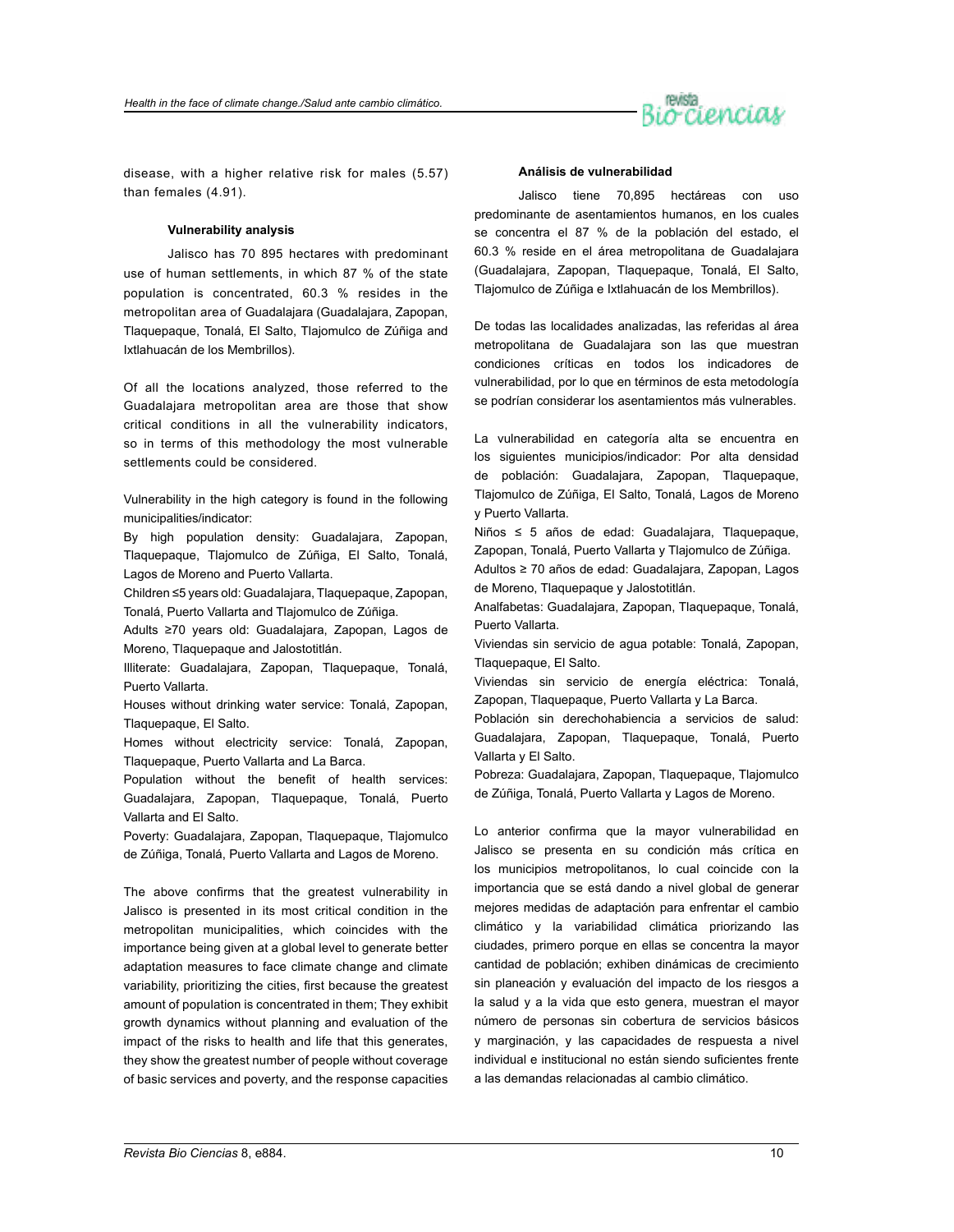disease, with a higher relative risk for males (5.57) than females (4.91).

### Vulnerability analysis

Jalisco has 70 895 hectares with predominant use of human settlements, in which 87 % of the state population is concentrated, 60.3 % resides in the metropolitan area of Guadalajara (Guadalajara, Zapopan, Tlaquepaque, Tonalá, El Salto, Tlajomulco de Zúñiga and Ixtlahuacán de los Membrillos).

Of all the locations analyzed, those referred to the Guadalajara metropolitan area are those that show critical conditions in all the vulnerability indicators, so in terms of this methodology the most vulnerable settlements could be considered.

Vulnerability in the high category is found in the following municipalities/indicator:
By high population density: Guadalajara, Zapopan, Tlaquepaque, Tlajomulco de Zúñiga, El Salto, Tonalá, Lagos de Moreno and Puerto Vallarta.
Children ≤5 years old: Guadalajara, Tlaquepaque, Zapopan, Tonalá, Puerto Vallarta and Tlajomulco de Zúñiga.
Adults ≥70 years old: Guadalajara, Zapopan, Lagos de Moreno, Tlaquepaque and Jalostotitlán.
Illiterate: Guadalajara, Zapopan, Tlaquepaque, Tonalá, Puerto Vallarta.
Houses without drinking water service: Tonalá, Zapopan, Tlaquepaque, El Salto.
Homes without electricity service: Tonalá, Zapopan, Tlaquepaque, Puerto Vallarta and La Barca.
Population without the benefit of health services: Guadalajara, Zapopan, Tlaquepaque, Tonalá, Puerto Vallarta and El Salto.
Poverty: Guadalajara, Zapopan, Tlaquepaque, Tlajomulco de Zúñiga, Tonalá, Puerto Vallarta and Lagos de Moreno.

The above confirms that the greatest vulnerability in Jalisco is presented in its most critical condition in the metropolitan municipalities, which coincides with the importance being given at a global level to generate better adaptation measures to face climate change and climate variability, prioritizing the cities, first because the greatest amount of population is concentrated in them; They exhibit growth dynamics without planning and evaluation of the impact of the risks to health and life that this generates, they show the greatest number of people without coverage of basic services and poverty, and the response capacities

### Análisis de vulnerabilidad

Jalisco tiene 70,895 hectáreas con uso predominante de asentamientos humanos, en los cuales se concentra el 87 % de la población del estado, el 60.3 % reside en el área metropolitana de Guadalajara (Guadalajara, Zapopan, Tlaquepaque, Tonalá, El Salto, Tlajomulco de Zúñiga e Ixtlahuacán de los Membrillos).

De todas las localidades analizadas, las referidas al área metropolitana de Guadalajara son las que muestran condiciones críticas en todos los indicadores de vulnerabilidad, por lo que en términos de esta metodología se podrían considerar los asentamientos más vulnerables.

La vulnerabilidad en categoría alta se encuentra en los siguientes municipios/indicador: Por alta densidad de población: Guadalajara, Zapopan, Tlaquepaque, Tlajomulco de Zúñiga, El Salto, Tonalá, Lagos de Moreno y Puerto Vallarta.
Niños ≤ 5 años de edad: Guadalajara, Tlaquepaque, Zapopan, Tonalá, Puerto Vallarta y Tlajomulco de Zúñiga.
Adultos ≥ 70 años de edad: Guadalajara, Zapopan, Lagos de Moreno, Tlaquepaque y Jalostotitlán.
Analfabetas: Guadalajara, Zapopan, Tlaquepaque, Tonalá, Puerto Vallarta.
Viviendas sin servicio de agua potable: Tonalá, Zapopan, Tlaquepaque, El Salto.
Viviendas sin servicio de energía eléctrica: Tonalá, Zapopan, Tlaquepaque, Puerto Vallarta y La Barca.
Población sin derechohabiencia a servicios de salud: Guadalajara, Zapopan, Tlaquepaque, Tonalá, Puerto Vallarta y El Salto.
Pobreza: Guadalajara, Zapopan, Tlaquepaque, Tlajomulco de Zúñiga, Tonalá, Puerto Vallarta y Lagos de Moreno.

Lo anterior confirma que la mayor vulnerabilidad en Jalisco se presenta en su condición más crítica en los municipios metropolitanos, lo cual coincide con la importancia que se está dando a nivel global de generar mejores medidas de adaptación para enfrentar el cambio climático y la variabilidad climática priorizando las ciudades, primero porque en ellas se concentra la mayor cantidad de población; exhiben dinámicas de crecimiento sin planeación y evaluación del impacto de los riesgos a la salud y a la vida que esto genera, muestran el mayor número de personas sin cobertura de servicios básicos y marginación, y las capacidades de respuesta a nivel individual e institucional no están siendo suficientes frente a las demandas relacionadas al cambio climático.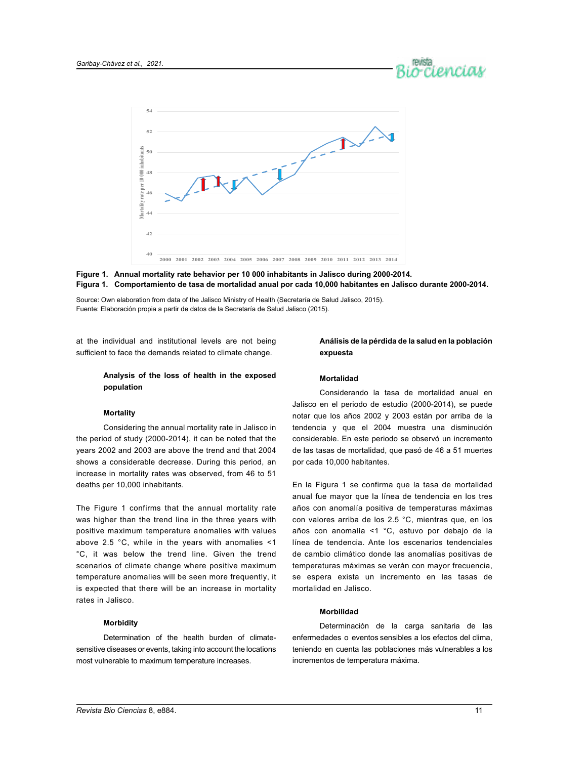**Figure 1. Annual mortality rate behavior per 10 000 inhabitants in Jalisco during 2000-2014.**
**Figura 1. Comportamiento de tasa de mortalidad anual por cada 10,000 habitantes en Jalisco durante 2000-2014.**

Source: Own elaboration from data of the Jalisco Ministry of Health (Secretaría de Salud Jalisco, 2015).
Fuente: Elaboración propia a partir de datos de la Secretaría de Salud Jalisco (2015).

at the individual and institutional levels are not being sufficient to face the demands related to climate change.

### Analysis of the loss of health in the exposed population

#### Mortality

Considering the annual mortality rate in Jalisco in the period of study (2000-2014), it can be noted that the years 2002 and 2003 are above the trend and that 2004 shows a considerable decrease. During this period, an increase in mortality rates was observed, from 46 to 51 deaths per 10,000 inhabitants.

The Figure 1 confirms that the annual mortality rate was higher than the trend line in the three years with positive maximum temperature anomalies with values above 2.5 °C, while in the years with anomalies <1 °C, it was below the trend line. Given the trend scenarios of climate change where positive maximum temperature anomalies will be seen more frequently, it is expected that there will be an increase in mortality rates in Jalisco.

#### Morbidity

Determination of the health burden of climate-sensitive diseases or events, taking into account the locations most vulnerable to maximum temperature increases.

### Análisis de la pérdida de la salud en la población expuesta

#### Mortalidad

Considerando la tasa de mortalidad anual en Jalisco en el periodo de estudio (2000-2014), se puede notar que los años 2002 y 2003 están por arriba de la tendencia y que el 2004 muestra una disminución considerable. En este periodo se observó un incremento de las tasas de mortalidad, que pasó de 46 a 51 muertes por cada 10,000 habitantes.

En la Figura 1 se confirma que la tasa de mortalidad anual fue mayor que la línea de tendencia en los tres años con anomalía positiva de temperaturas máximas con valores arriba de los 2.5 °C, mientras que, en los años con anomalía <1 °C, estuvo por debajo de la línea de tendencia. Ante los escenarios tendenciales de cambio climático donde las anomalías positivas de temperaturas máximas se verán con mayor frecuencia, se espera exista un incremento en las tasas de mortalidad en Jalisco.

#### Morbilidad

Determinación de la carga sanitaria de las enfermedades o eventos sensibles a los efectos del clima, teniendo en cuenta las poblaciones más vulnerables a los incrementos de temperatura máxima.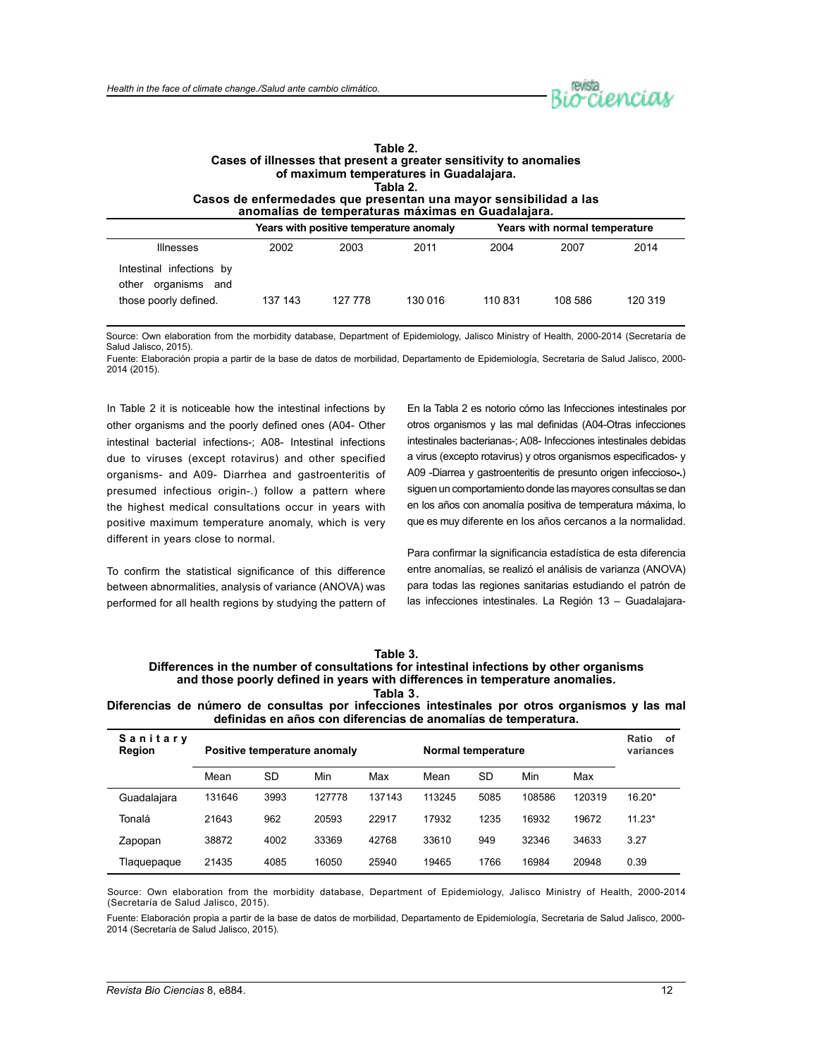**Table 2.**
**Cases of illnesses that present a greater sensitivity to anomalies of maximum temperatures in Guadalajara.**
**Tabla 2.**
**Casos de enfermedades que presentan una mayor sensibilidad a las anomalías de temperaturas máximas en Guadalajara.**

| | Years with positive temperature anomaly | | | Years with normal temperature | | |
|---|---|---|---|---|---|---|
| Illnesses | 2002 | 2003 | 2011 | 2004 | 2007 | 2014 |
| Intestinal infections by other organisms and those poorly defined. | 137 143 | 127 778 | 130 016 | 110 831 | 108 586 | 120 319 |

Source: Own elaboration from the morbidity database, Department of Epidemiology, Jalisco Ministry of Health, 2000-2014 (Secretaría de Salud Jalisco, 2015).
Fuente: Elaboración propia a partir de la base de datos de morbilidad, Departamento de Epidemiología, Secretaria de Salud Jalisco, 2000-2014 (2015).

In Table 2 it is noticeable how the intestinal infections by other organisms and the poorly defined ones (A04- Other intestinal bacterial infections-; A08- Intestinal infections due to viruses (except rotavirus) and other specified organisms- and A09- Diarrhea and gastroenteritis of presumed infectious origin-.) follow a pattern where the highest medical consultations occur in years with positive maximum temperature anomaly, which is very different in years close to normal.

To confirm the statistical significance of this difference between abnormalities, analysis of variance (ANOVA) was performed for all health regions by studying the pattern of

En la Tabla 2 es notorio cómo las Infecciones intestinales por otros organismos y las mal definidas (A04-Otras infecciones intestinales bacterianas-; A08- Infecciones intestinales debidas a virus (excepto rotavirus) y otros organismos especificados- y A09 -Diarrea y gastroenteritis de presunto origen infeccioso-.) siguen un comportamiento donde las mayores consultas se dan en los años con anomalía positiva de temperatura máxima, lo que es muy diferente en los años cercanos a la normalidad.

Para confirmar la significancia estadística de esta diferencia entre anomalías, se realizó el análisis de varianza (ANOVA) para todas las regiones sanitarias estudiando el patrón de las infecciones intestinales. La Región 13 – Guadalajara-

**Table 3.**
**Differences in the number of consultations for intestinal infections by other organisms and those poorly defined in years with differences in temperature anomalies.**
**Tabla 3.**
**Diferencias de número de consultas por infecciones intestinales por otros organismos y las mal definidas en años con diferencias de anomalías de temperatura.**

| Sanitary Region | Positive temperature anomaly | | | | Normal temperature | | | | Ratio of variances |
|---|---|---|---|---|---|---|---|---|---|
| | Mean | SD | Min | Max | Mean | SD | Min | Max | |
| Guadalajara | 131646 | 3993 | 127778 | 137143 | 113245 | 5085 | 108586 | 120319 | 16.20* |
| Tonalá | 21643 | 962 | 20593 | 22917 | 17932 | 1235 | 16932 | 19672 | 11.23* |
| Zapopan | 38872 | 4002 | 33369 | 42768 | 33610 | 949 | 32346 | 34633 | 3.27 |
| Tlaquepaque | 21435 | 4085 | 16050 | 25940 | 19465 | 1766 | 16984 | 20948 | 0.39 |

Source: Own elaboration from the morbidity database, Department of Epidemiology, Jalisco Ministry of Health, 2000-2014 (Secretaría de Salud Jalisco, 2015).

Fuente: Elaboración propia a partir de la base de datos de morbilidad, Departamento de Epidemiología, Secretaria de Salud Jalisco, 2000-2014 (Secretaría de Salud Jalisco, 2015).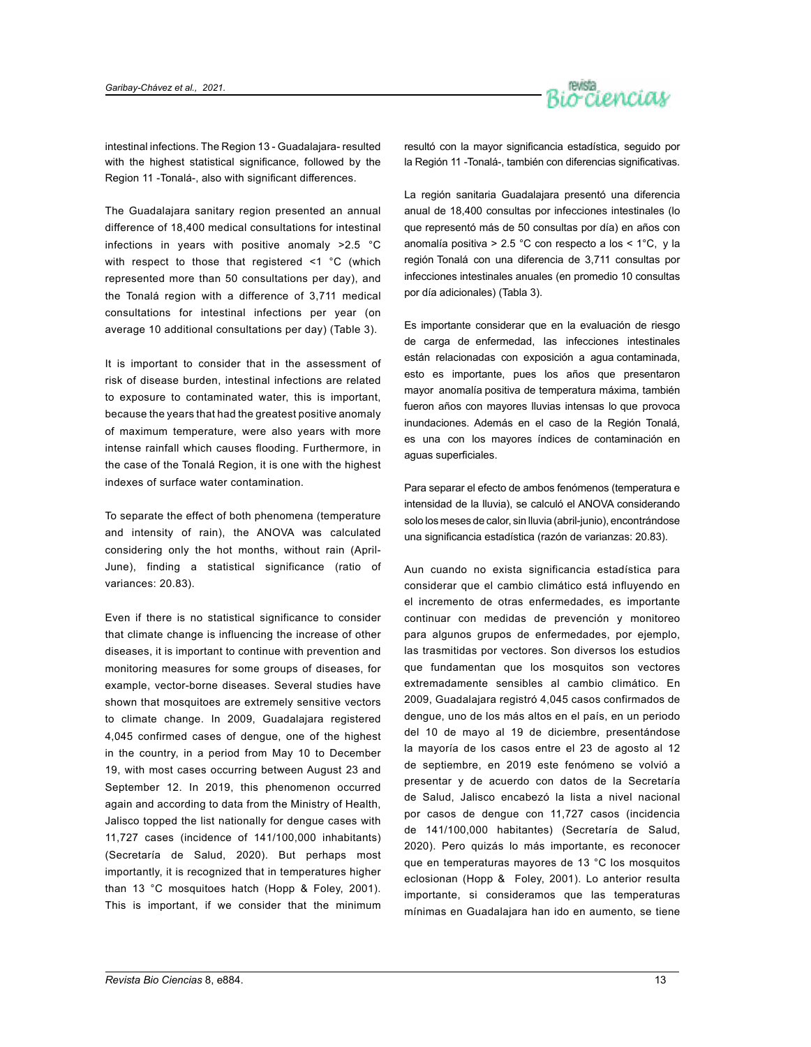intestinal infections. The Region 13 - Guadalajara- resulted with the highest statistical significance, followed by the Region 11 -Tonalá-, also with significant differences.

The Guadalajara sanitary region presented an annual difference of 18,400 medical consultations for intestinal infections in years with positive anomaly >2.5 °C with respect to those that registered <1 °C (which represented more than 50 consultations per day), and the Tonalá region with a difference of 3,711 medical consultations for intestinal infections per year (on average 10 additional consultations per day) (Table 3).

It is important to consider that in the assessment of risk of disease burden, intestinal infections are related to exposure to contaminated water, this is important, because the years that had the greatest positive anomaly of maximum temperature, were also years with more intense rainfall which causes flooding. Furthermore, in the case of the Tonalá Region, it is one with the highest indexes of surface water contamination.

To separate the effect of both phenomena (temperature and intensity of rain), the ANOVA was calculated considering only the hot months, without rain (April-June), finding a statistical significance (ratio of variances: 20.83).

Even if there is no statistical significance to consider that climate change is influencing the increase of other diseases, it is important to continue with prevention and monitoring measures for some groups of diseases, for example, vector-borne diseases. Several studies have shown that mosquitoes are extremely sensitive vectors to climate change. In 2009, Guadalajara registered 4,045 confirmed cases of dengue, one of the highest in the country, in a period from May 10 to December 19, with most cases occurring between August 23 and September 12. In 2019, this phenomenon occurred again and according to data from the Ministry of Health, Jalisco topped the list nationally for dengue cases with 11,727 cases (incidence of 141/100,000 inhabitants) (Secretaría de Salud, 2020). But perhaps most importantly, it is recognized that in temperatures higher than 13 °C mosquitoes hatch (Hopp & Foley, 2001). This is important, if we consider that the minimum

resultó con la mayor significancia estadística, seguido por la Región 11 -Tonalá-, también con diferencias significativas.

La región sanitaria Guadalajara presentó una diferencia anual de 18,400 consultas por infecciones intestinales (lo que representó más de 50 consultas por día) en años con anomalía positiva > 2.5 °C con respecto a los < 1°C, y la región Tonalá con una diferencia de 3,711 consultas por infecciones intestinales anuales (en promedio 10 consultas por día adicionales) (Tabla 3).

Es importante considerar que en la evaluación de riesgo de carga de enfermedad, las infecciones intestinales están relacionadas con exposición a agua contaminada, esto es importante, pues los años que presentaron mayor anomalía positiva de temperatura máxima, también fueron años con mayores lluvias intensas lo que provoca inundaciones. Además en el caso de la Región Tonalá, es una con los mayores índices de contaminación en aguas superficiales.

Para separar el efecto de ambos fenómenos (temperatura e intensidad de la lluvia), se calculó el ANOVA considerando solo los meses de calor, sin lluvia (abril-junio), encontrándose una significancia estadística (razón de varianzas: 20.83).

Aun cuando no exista significancia estadística para considerar que el cambio climático está influyendo en el incremento de otras enfermedades, es importante continuar con medidas de prevención y monitoreo para algunos grupos de enfermedades, por ejemplo, las trasmitidas por vectores. Son diversos los estudios que fundamentan que los mosquitos son vectores extremadamente sensibles al cambio climático. En 2009, Guadalajara registró 4,045 casos confirmados de dengue, uno de los más altos en el país, en un periodo del 10 de mayo al 19 de diciembre, presentándose la mayoría de los casos entre el 23 de agosto al 12 de septiembre, en 2019 este fenómeno se volvió a presentar y de acuerdo con datos de la Secretaría de Salud, Jalisco encabezó la lista a nivel nacional por casos de dengue con 11,727 casos (incidencia de 141/100,000 habitantes) (Secretaría de Salud, 2020). Pero quizás lo más importante, es reconocer que en temperaturas mayores de 13 °C los mosquitos eclosionan (Hopp & Foley, 2001). Lo anterior resulta importante, si consideramos que las temperaturas mínimas en Guadalajara han ido en aumento, se tiene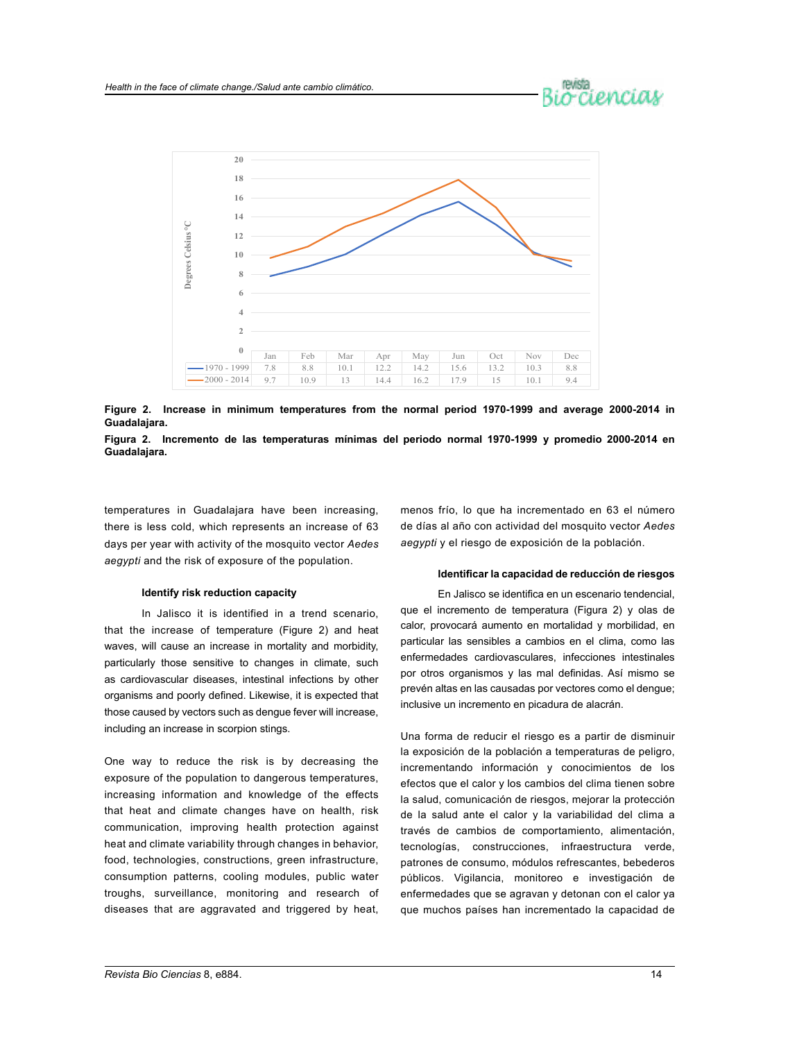| | Jan | Feb | Mar | Apr | May | Jun | Oct | Nov | Dec |
|---|---|---|---|---|---|---|---|---|---|
| 1970 - 1999 | 7.8 | 8.8 | 10.1 | 12.2 | 14.2 | 15.6 | 13.2 | 10.3 | 8.8 |
| 2000 - 2014 | 9.7 | 10.9 | 13 | 14.4 | 16.2 | 17.9 | 15 | 10.1 | 9.4 |

**Figure 2. Increase in minimum temperatures from the normal period 1970-1999 and average 2000-2014 in Guadalajara.**

**Figura 2. Incremento de las temperaturas mínimas del periodo normal 1970-1999 y promedio 2000-2014 en Guadalajara.**

temperatures in Guadalajara have been increasing, there is less cold, which represents an increase of 63 days per year with activity of the mosquito vector *Aedes aegypti* and the risk of exposure of the population.

### Identify risk reduction capacity

In Jalisco it is identified in a trend scenario, that the increase of temperature (Figure 2) and heat waves, will cause an increase in mortality and morbidity, particularly those sensitive to changes in climate, such as cardiovascular diseases, intestinal infections by other organisms and poorly defined. Likewise, it is expected that those caused by vectors such as dengue fever will increase, including an increase in scorpion stings.

One way to reduce the risk is by decreasing the exposure of the population to dangerous temperatures, increasing information and knowledge of the effects that heat and climate changes have on health, risk communication, improving health protection against heat and climate variability through changes in behavior, food, technologies, constructions, green infrastructure, consumption patterns, cooling modules, public water troughs, surveillance, monitoring and research of diseases that are aggravated and triggered by heat,

menos frío, lo que ha incrementado en 63 el número de días al año con actividad del mosquito vector *Aedes aegypti* y el riesgo de exposición de la población.

### Identificar la capacidad de reducción de riesgos

En Jalisco se identifica en un escenario tendencial, que el incremento de temperatura (Figura 2) y olas de calor, provocará aumento en mortalidad y morbilidad, en particular las sensibles a cambios en el clima, como las enfermedades cardiovasculares, infecciones intestinales por otros organismos y las mal definidas. Así mismo se prevén altas en las causadas por vectores como el dengue; inclusive un incremento en picadura de alacrán.

Una forma de reducir el riesgo es a partir de disminuir la exposición de la población a temperaturas de peligro, incrementando información y conocimientos de los efectos que el calor y los cambios del clima tienen sobre la salud, comunicación de riesgos, mejorar la protección de la salud ante el calor y la variabilidad del clima a través de cambios de comportamiento, alimentación, tecnologías, construcciones, infraestructura verde, patrones de consumo, módulos refrescantes, bebederos públicos. Vigilancia, monitoreo e investigación de enfermedades que se agravan y detonan con el calor ya que muchos países han incrementado la capacidad de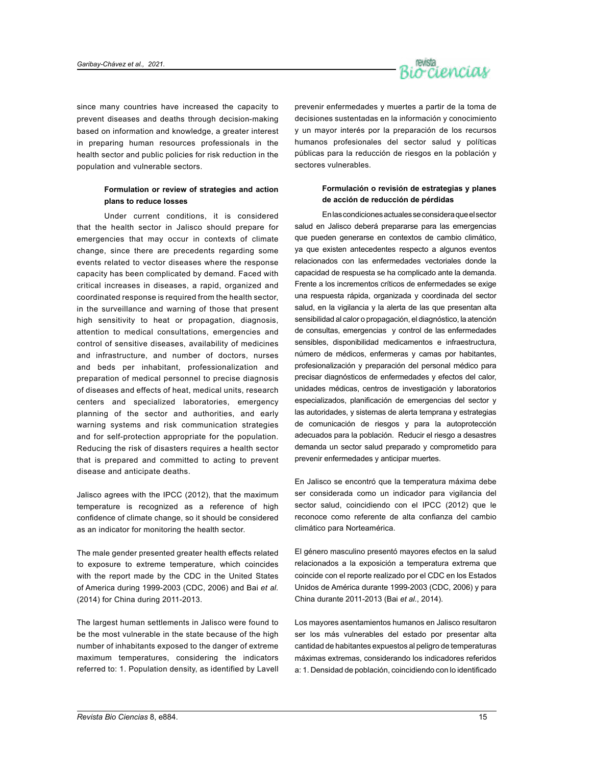since many countries have increased the capacity to prevent diseases and deaths through decision-making based on information and knowledge, a greater interest in preparing human resources professionals in the health sector and public policies for risk reduction in the population and vulnerable sectors.

### Formulation or review of strategies and action plans to reduce losses

Under current conditions, it is considered that the health sector in Jalisco should prepare for emergencies that may occur in contexts of climate change, since there are precedents regarding some events related to vector diseases where the response capacity has been complicated by demand. Faced with critical increases in diseases, a rapid, organized and coordinated response is required from the health sector, in the surveillance and warning of those that present high sensitivity to heat or propagation, diagnosis, attention to medical consultations, emergencies and control of sensitive diseases, availability of medicines and infrastructure, and number of doctors, nurses and beds per inhabitant, professionalization and preparation of medical personnel to precise diagnosis of diseases and effects of heat, medical units, research centers and specialized laboratories, emergency planning of the sector and authorities, and early warning systems and risk communication strategies and for self-protection appropriate for the population. Reducing the risk of disasters requires a health sector that is prepared and committed to acting to prevent disease and anticipate deaths.

Jalisco agrees with the IPCC (2012), that the maximum temperature is recognized as a reference of high confidence of climate change, so it should be considered as an indicator for monitoring the health sector.

The male gender presented greater health effects related to exposure to extreme temperature, which coincides with the report made by the CDC in the United States of America during 1999-2003 (CDC, 2006) and Bai *et al.* (2014) for China during 2011-2013.

The largest human settlements in Jalisco were found to be the most vulnerable in the state because of the high number of inhabitants exposed to the danger of extreme maximum temperatures, considering the indicators referred to: 1. Population density, as identified by Lavell

prevenir enfermedades y muertes a partir de la toma de decisiones sustentadas en la información y conocimiento y un mayor interés por la preparación de los recursos humanos profesionales del sector salud y políticas públicas para la reducción de riesgos en la población y sectores vulnerables.

### Formulación o revisión de estrategias y planes de acción de reducción de pérdidas

En las condiciones actuales se considera que el sector salud en Jalisco deberá prepararse para las emergencias que pueden generarse en contextos de cambio climático, ya que existen antecedentes respecto a algunos eventos relacionados con las enfermedades vectoriales donde la capacidad de respuesta se ha complicado ante la demanda. Frente a los incrementos críticos de enfermedades se exige una respuesta rápida, organizada y coordinada del sector salud, en la vigilancia y la alerta de las que presentan alta sensibilidad al calor o propagación, el diagnóstico, la atención de consultas, emergencias y control de las enfermedades sensibles, disponibilidad medicamentos e infraestructura, número de médicos, enfermeras y camas por habitantes, profesionalización y preparación del personal médico para precisar diagnósticos de enfermedades y efectos del calor, unidades médicas, centros de investigación y laboratorios especializados, planificación de emergencias del sector y las autoridades, y sistemas de alerta temprana y estrategias de comunicación de riesgos y para la autoprotección adecuados para la población. Reducir el riesgo a desastres demanda un sector salud preparado y comprometido para prevenir enfermedades y anticipar muertes.

En Jalisco se encontró que la temperatura máxima debe ser considerada como un indicador para vigilancia del sector salud, coincidiendo con el IPCC (2012) que le reconoce como referente de alta confianza del cambio climático para Norteamérica.

El género masculino presentó mayores efectos en la salud relacionados a la exposición a temperatura extrema que coincide con el reporte realizado por el CDC en los Estados Unidos de América durante 1999-2003 (CDC, 2006) y para China durante 2011-2013 (Bai *et al.*, 2014).

Los mayores asentamientos humanos en Jalisco resultaron ser los más vulnerables del estado por presentar alta cantidad de habitantes expuestos al peligro de temperaturas máximas extremas, considerando los indicadores referidos a: 1. Densidad de población, coincidiendo con lo identificado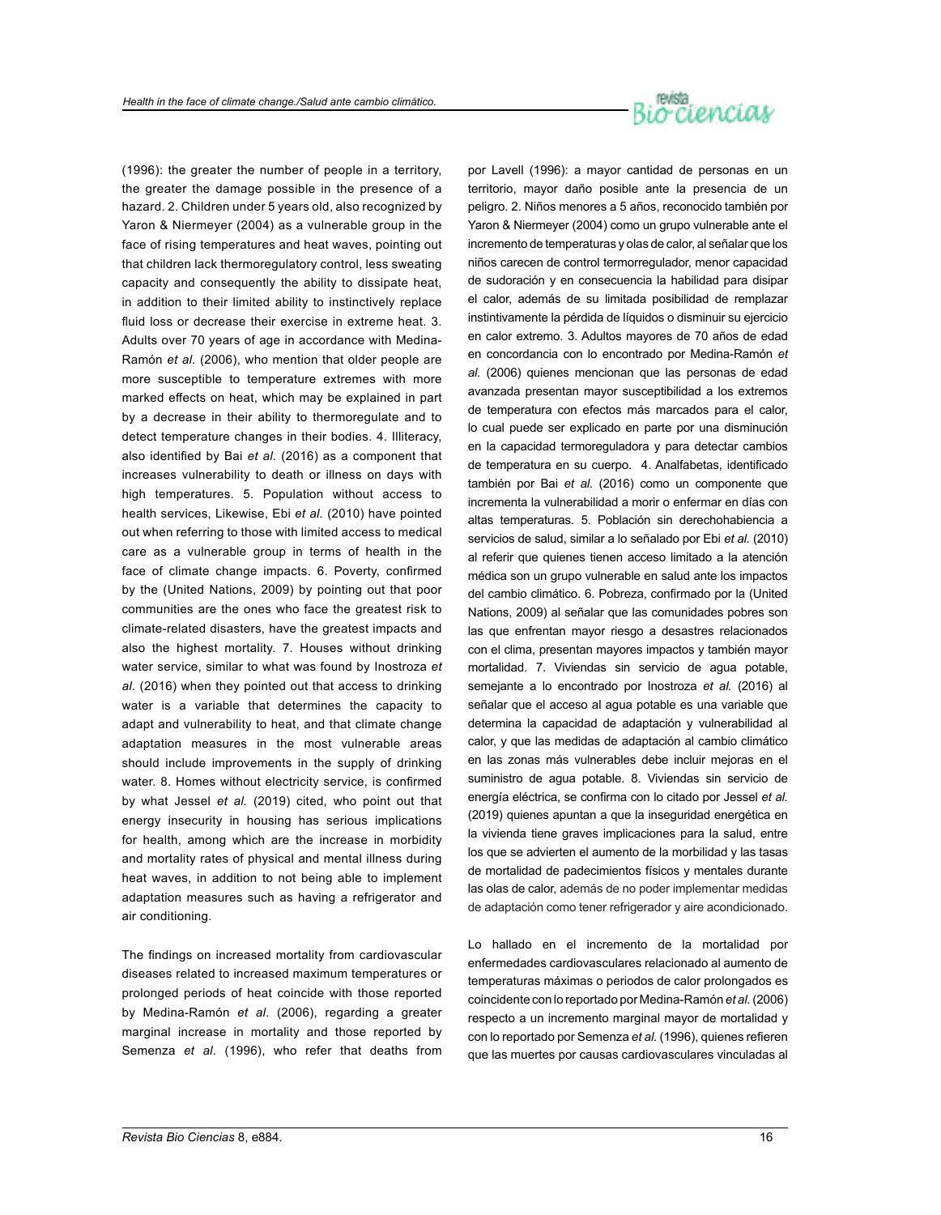(1996): the greater the number of people in a territory, the greater the damage possible in the presence of a hazard. 2. Children under 5 years old, also recognized by Yaron & Niermeyer (2004) as a vulnerable group in the face of rising temperatures and heat waves, pointing out that children lack thermoregulatory control, less sweating capacity and consequently the ability to dissipate heat, in addition to their limited ability to instinctively replace fluid loss or decrease their exercise in extreme heat. 3. Adults over 70 years of age in accordance with Medina-Ramón *et al.* (2006), who mention that older people are more susceptible to temperature extremes with more marked effects on heat, which may be explained in part by a decrease in their ability to thermoregulate and to detect temperature changes in their bodies. 4. Illiteracy, also identified by Bai *et al.* (2016) as a component that increases vulnerability to death or illness on days with high temperatures. 5. Population without access to health services, Likewise, Ebi *et al.* (2010) have pointed out when referring to those with limited access to medical care as a vulnerable group in terms of health in the face of climate change impacts. 6. Poverty, confirmed by the (United Nations, 2009) by pointing out that poor communities are the ones who face the greatest risk to climate-related disasters, have the greatest impacts and also the highest mortality. 7. Houses without drinking water service, similar to what was found by Inostroza *et al.* (2016) when they pointed out that access to drinking water is a variable that determines the capacity to adapt and vulnerability to heat, and that climate change adaptation measures in the most vulnerable areas should include improvements in the supply of drinking water. 8. Homes without electricity service, is confirmed by what Jessel *et al.* (2019) cited, who point out that energy insecurity in housing has serious implications for health, among which are the increase in morbidity and mortality rates of physical and mental illness during heat waves, in addition to not being able to implement adaptation measures such as having a refrigerator and air conditioning.

The findings on increased mortality from cardiovascular diseases related to increased maximum temperatures or prolonged periods of heat coincide with those reported by Medina-Ramón *et al*. (2006), regarding a greater marginal increase in mortality and those reported by Semenza *et al*. (1996), who refer that deaths from

por Lavell (1996): a mayor cantidad de personas en un territorio, mayor daño posible ante la presencia de un peligro. 2. Niños menores a 5 años, reconocido también por Yaron & Niermeyer (2004) como un grupo vulnerable ante el incremento de temperaturas y olas de calor, al señalar que los niños carecen de control termorregulador, menor capacidad de sudoración y en consecuencia la habilidad para disipar el calor, además de su limitada posibilidad de remplazar instintivamente la pérdida de líquidos o disminuir su ejercicio en calor extremo. 3. Adultos mayores de 70 años de edad en concordancia con lo encontrado por Medina-Ramón *et al.* (2006) quienes mencionan que las personas de edad avanzada presentan mayor susceptibilidad a los extremos de temperatura con efectos más marcados para el calor, lo cual puede ser explicado en parte por una disminución en la capacidad termoreguladora y para detectar cambios de temperatura en su cuerpo. 4. Analfabetas, identificado también por Bai *et al.* (2016) como un componente que incrementa la vulnerabilidad a morir o enfermar en días con altas temperaturas. 5. Población sin derechohabiencia a servicios de salud, similar a lo señalado por Ebi *et al.* (2010) al referir que quienes tienen acceso limitado a la atención médica son un grupo vulnerable en salud ante los impactos del cambio climático. 6. Pobreza, confirmado por la (United Nations, 2009) al señalar que las comunidades pobres son las que enfrentan mayor riesgo a desastres relacionados con el clima, presentan mayores impactos y también mayor mortalidad. 7. Viviendas sin servicio de agua potable, semejante a lo encontrado por Inostroza *et al.* (2016) al señalar que el acceso al agua potable es una variable que determina la capacidad de adaptación y vulnerabilidad al calor, y que las medidas de adaptación al cambio climático en las zonas más vulnerables debe incluir mejoras en el suministro de agua potable. 8. Viviendas sin servicio de energía eléctrica, se confirma con lo citado por Jessel *et al.* (2019) quienes apuntan a que la inseguridad energética en la vivienda tiene graves implicaciones para la salud, entre los que se advierten el aumento de la morbilidad y las tasas de mortalidad de padecimientos físicos y mentales durante las olas de calor, además de no poder implementar medidas de adaptación como tener refrigerador y aire acondicionado.

Lo hallado en el incremento de la mortalidad por enfermedades cardiovasculares relacionado al aumento de temperaturas máximas o periodos de calor prolongados es coincidente con lo reportado por Medina-Ramón *et al.* (2006) respecto a un incremento marginal mayor de mortalidad y con lo reportado por Semenza *et al.* (1996), quienes refieren que las muertes por causas cardiovasculares vinculadas al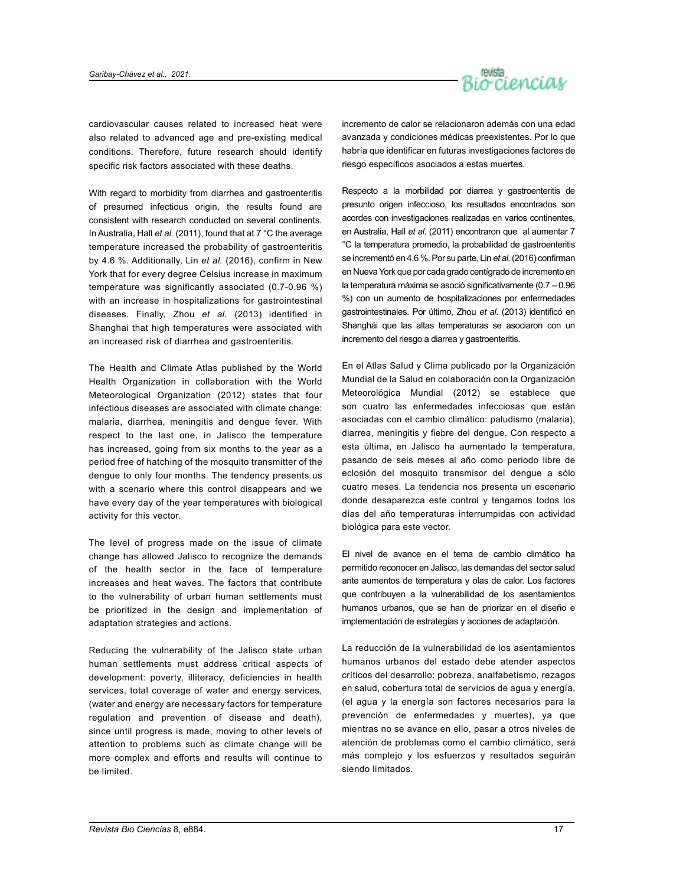cardiovascular causes related to increased heat were also related to advanced age and pre-existing medical conditions. Therefore, future research should identify specific risk factors associated with these deaths.

With regard to morbidity from diarrhea and gastroenteritis of presumed infectious origin, the results found are consistent with research conducted on several continents. In Australia, Hall *et al.* (2011), found that at 7 °C the average temperature increased the probability of gastroenteritis by 4.6 %. Additionally, Lin *et al.* (2016), confirm in New York that for every degree Celsius increase in maximum temperature was significantly associated (0.7-0.96 %) with an increase in hospitalizations for gastrointestinal diseases. Finally, Zhou *et al.* (2013) identified in Shanghai that high temperatures were associated with an increased risk of diarrhea and gastroenteritis.

The Health and Climate Atlas published by the World Health Organization in collaboration with the World Meteorological Organization (2012) states that four infectious diseases are associated with climate change: malaria, diarrhea, meningitis and dengue fever. With respect to the last one, in Jalisco the temperature has increased, going from six months to the year as a period free of hatching of the mosquito transmitter of the dengue to only four months. The tendency presents us with a scenario where this control disappears and we have every day of the year temperatures with biological activity for this vector.

The level of progress made on the issue of climate change has allowed Jalisco to recognize the demands of the health sector in the face of temperature increases and heat waves. The factors that contribute to the vulnerability of urban human settlements must be prioritized in the design and implementation of adaptation strategies and actions.

Reducing the vulnerability of the Jalisco state urban human settlements must address critical aspects of development: poverty, illiteracy, deficiencies in health services, total coverage of water and energy services, (water and energy are necessary factors for temperature regulation and prevention of disease and death), since until progress is made, moving to other levels of attention to problems such as climate change will be more complex and efforts and results will continue to be limited.

incremento de calor se relacionaron además con una edad avanzada y condiciones médicas preexistentes. Por lo que habría que identificar en futuras investigaciones factores de riesgo específicos asociados a estas muertes.

Respecto a la morbilidad por diarrea y gastroenteritis de presunto origen infeccioso, los resultados encontrados son acordes con investigaciones realizadas en varios continentes, en Australia, Hall *et al.* (2011) encontraron que al aumentar 7 °C la temperatura promedio, la probabilidad de gastroenteritis se incrementó en 4.6 %. Por su parte, Lin *et al.* (2016) confirman en Nueva York que por cada grado centígrado de incremento en la temperatura máxima se asoció significativamente (0.7 – 0.96 %) con un aumento de hospitalizaciones por enfermedades gastrointestinales. Por último, Zhou *et al.* (2013) identificó en Shanghái que las altas temperaturas se asociaron con un incremento del riesgo a diarrea y gastroenteritis.

En el Atlas Salud y Clima publicado por la Organización Mundial de la Salud en colaboración con la Organización Meteorológica Mundial (2012) se establece que son cuatro las enfermedades infecciosas que están asociadas con el cambio climático: paludismo (malaria), diarrea, meningitis y fiebre del dengue. Con respecto a esta última, en Jalisco ha aumentado la temperatura, pasando de seis meses al año como periodo libre de eclosión del mosquito transmisor del dengue a sólo cuatro meses. La tendencia nos presenta un escenario donde desaparezca este control y tengamos todos los días del año temperaturas interrumpidas con actividad biológica para este vector.

El nivel de avance en el tema de cambio climático ha permitido reconocer en Jalisco, las demandas del sector salud ante aumentos de temperatura y olas de calor. Los factores que contribuyen a la vulnerabilidad de los asentamientos humanos urbanos, que se han de priorizar en el diseño e implementación de estrategias y acciones de adaptación.

La reducción de la vulnerabilidad de los asentamientos humanos urbanos del estado debe atender aspectos críticos del desarrollo: pobreza, analfabetismo, rezagos en salud, cobertura total de servicios de agua y energía, (el agua y la energía son factores necesarios para la prevención de enfermedades y muertes), ya que mientras no se avance en ello, pasar a otros niveles de atención de problemas como el cambio climático, será más complejo y los esfuerzos y resultados seguirán siendo limitados.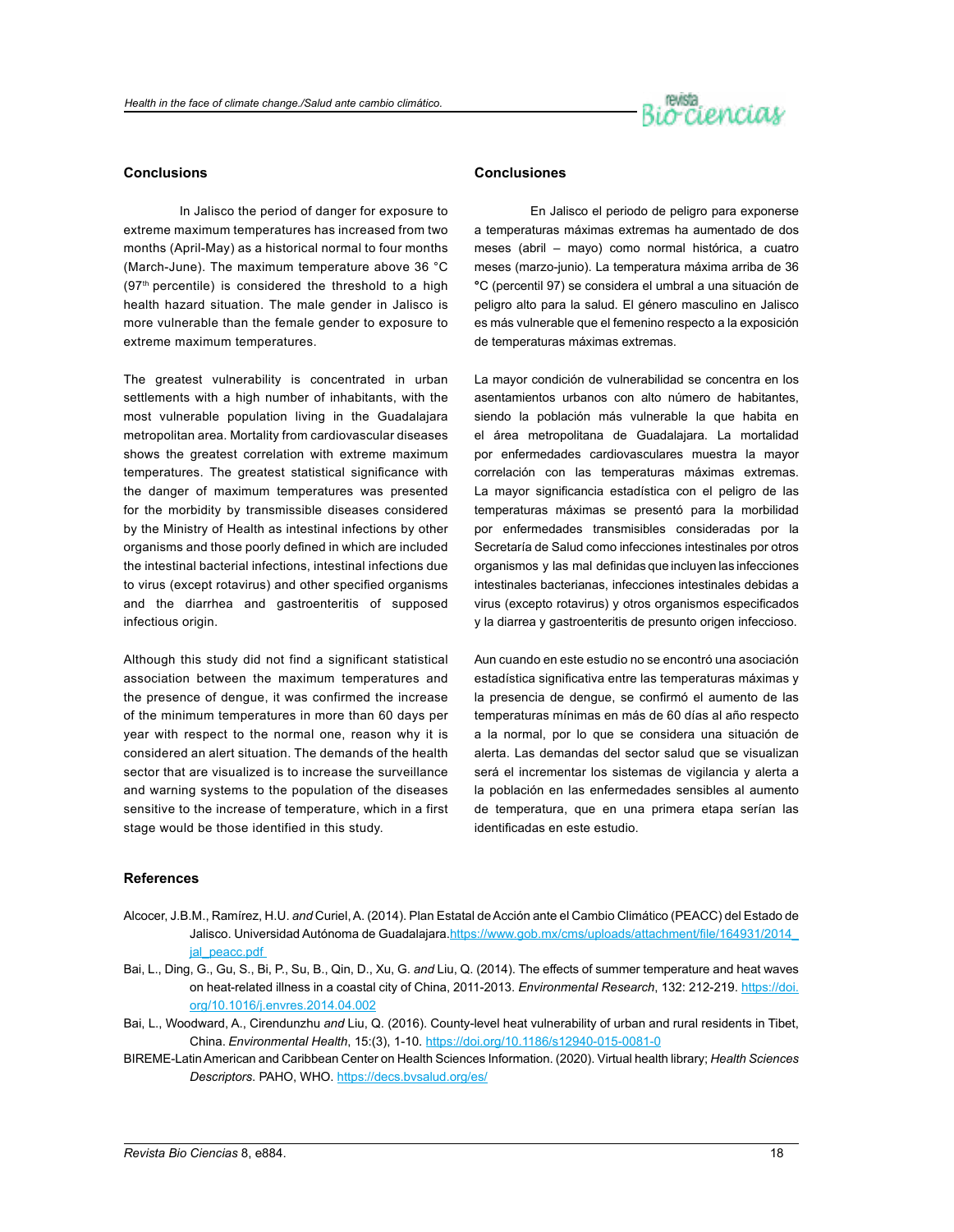## Conclusions

In Jalisco the period of danger for exposure to extreme maximum temperatures has increased from two months (April-May) as a historical normal to four months (March-June). The maximum temperature above 36 °C (97th percentile) is considered the threshold to a high health hazard situation. The male gender in Jalisco is more vulnerable than the female gender to exposure to extreme maximum temperatures.

The greatest vulnerability is concentrated in urban settlements with a high number of inhabitants, with the most vulnerable population living in the Guadalajara metropolitan area. Mortality from cardiovascular diseases shows the greatest correlation with extreme maximum temperatures. The greatest statistical significance with the danger of maximum temperatures was presented for the morbidity by transmissible diseases considered by the Ministry of Health as intestinal infections by other organisms and those poorly defined in which are included the intestinal bacterial infections, intestinal infections due to virus (except rotavirus) and other specified organisms and the diarrhea and gastroenteritis of supposed infectious origin.

Although this study did not find a significant statistical association between the maximum temperatures and the presence of dengue, it was confirmed the increase of the minimum temperatures in more than 60 days per year with respect to the normal one, reason why it is considered an alert situation. The demands of the health sector that are visualized is to increase the surveillance and warning systems to the population of the diseases sensitive to the increase of temperature, which in a first stage would be those identified in this study.

## Conclusiones

En Jalisco el periodo de peligro para exponerse a temperaturas máximas extremas ha aumentado de dos meses (abril – mayo) como normal histórica, a cuatro meses (marzo-junio). La temperatura máxima arriba de 36 °C (percentil 97) se considera el umbral a una situación de peligro alto para la salud. El género masculino en Jalisco es más vulnerable que el femenino respecto a la exposición de temperaturas máximas extremas.

La mayor condición de vulnerabilidad se concentra en los asentamientos urbanos con alto número de habitantes, siendo la población más vulnerable la que habita en el área metropolitana de Guadalajara. La mortalidad por enfermedades cardiovasculares muestra la mayor correlación con las temperaturas máximas extremas. La mayor significancia estadística con el peligro de las temperaturas máximas se presentó para la morbilidad por enfermedades transmisibles consideradas por la Secretaría de Salud como infecciones intestinales por otros organismos y las mal definidas que incluyen las infecciones intestinales bacterianas, infecciones intestinales debidas a virus (excepto rotavirus) y otros organismos especificados y la diarrea y gastroenteritis de presunto origen infeccioso.

Aun cuando en este estudio no se encontró una asociación estadística significativa entre las temperaturas máximas y la presencia de dengue, se confirmó el aumento de las temperaturas mínimas en más de 60 días al año respecto a la normal, por lo que se considera una situación de alerta. Las demandas del sector salud que se visualizan será el incrementar los sistemas de vigilancia y alerta a la población en las enfermedades sensibles al aumento de temperatura, que en una primera etapa serían las identificadas en este estudio.

## References

Alcocer, J.B.M., Ramírez, H.U. *and* Curiel, A. (2014). Plan Estatal de Acción ante el Cambio Climático (PEACC) del Estado de Jalisco. Universidad Autónoma de Guadalajara. https://www.gob.mx/cms/uploads/attachment/file/164931/2014_jal_peacc.pdf

Bai, L., Ding, G., Gu, S., Bi, P., Su, B., Qin, D., Xu, G. *and* Liu, Q. (2014). The effects of summer temperature and heat waves on heat-related illness in a coastal city of China, 2011-2013. *Environmental Research*, 132: 212-219. https://doi.org/10.1016/j.envres.2014.04.002

Bai, L., Woodward, A., Cirendunzhu *and* Liu, Q. (2016). County-level heat vulnerability of urban and rural residents in Tibet, China. *Environmental Health*, 15:(3), 1-10. https://doi.org/10.1186/s12940-015-0081-0

BIREME-Latin American and Caribbean Center on Health Sciences Information. (2020). Virtual health library; *Health Sciences Descriptors*. PAHO, WHO. https://decs.bvsalud.org/es/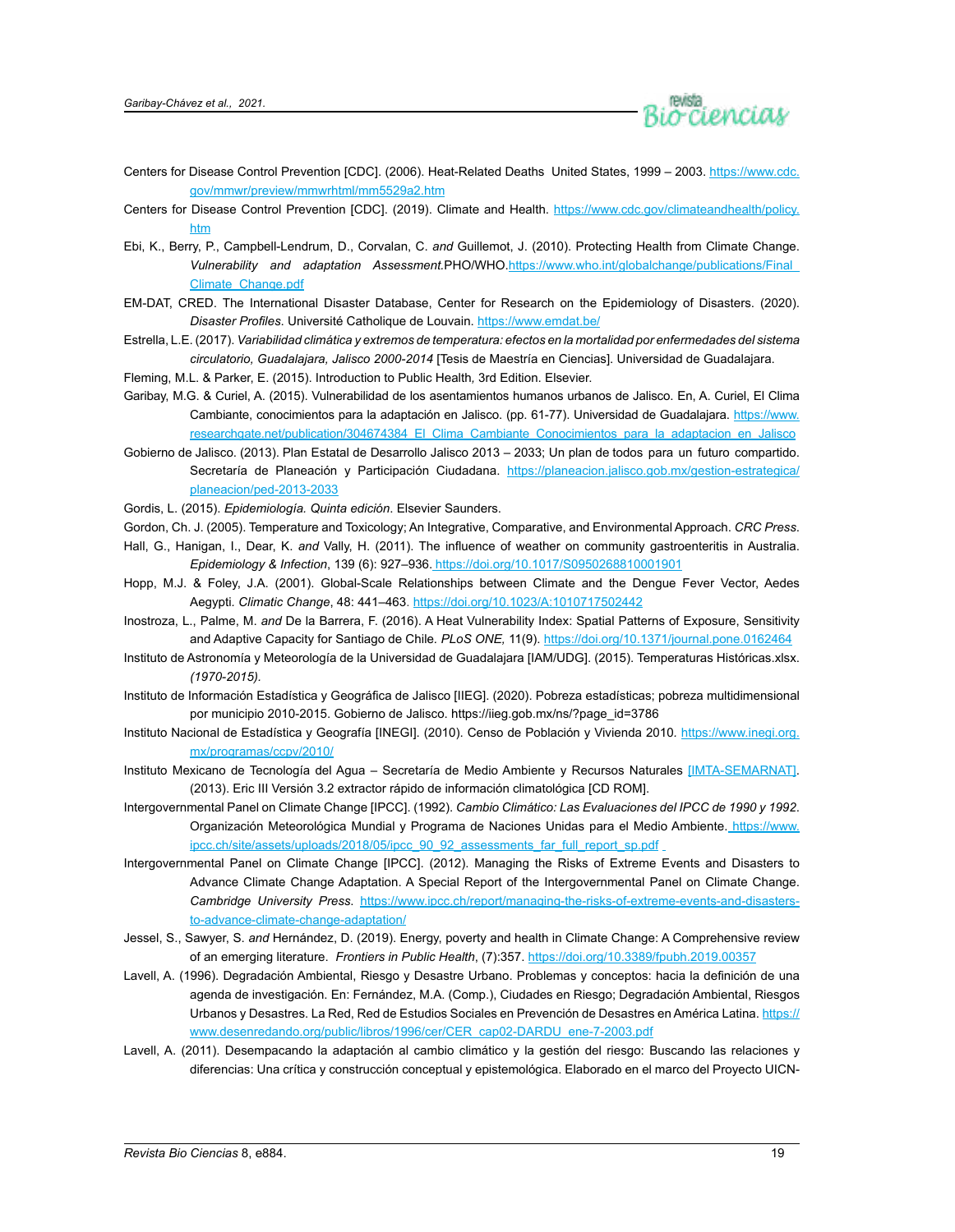Centers for Disease Control Prevention [CDC]. (2006). Heat-Related Deaths  United States, 1999 – 2003. https://www.cdc.gov/mmwr/preview/mmwrhtml/mm5529a2.htm

Centers for Disease Control Prevention [CDC]. (2019). Climate and Health. https://www.cdc.gov/climateandhealth/policy.htm

Ebi, K., Berry, P., Campbell-Lendrum, D., Corvalan, C. *and* Guillemot, J. (2010). Protecting Health from Climate Change. *Vulnerability and adaptation Assessment*.PHO/WHO.https://www.who.int/globalchange/publications/Final_Climate_Change.pdf

EM-DAT, CRED. The International Disaster Database, Center for Research on the Epidemiology of Disasters. (2020). *Disaster Profiles*. Université Catholique de Louvain. https://www.emdat.be/

Estrella, L.E. (2017). *Variabilidad climática y extremos de temperatura: efectos en la mortalidad por enfermedades del sistema circulatorio, Guadalajara, Jalisco 2000-2014* [Tesis de Maestría en Ciencias]. Universidad de Guadalajara.

Fleming, M.L. & Parker, E. (2015). Introduction to Public Health, 3rd Edition. Elsevier.

Garibay, M.G. & Curiel, A. (2015). Vulnerabilidad de los asentamientos humanos urbanos de Jalisco. En, A. Curiel, El Clima Cambiante, conocimientos para la adaptación en Jalisco. (pp. 61-77). Universidad de Guadalajara. https://www.researchgate.net/publication/304674384_El_Clima_Cambiante_Conocimientos_para_la_adaptacion_en_Jalisco

Gobierno de Jalisco. (2013). Plan Estatal de Desarrollo Jalisco 2013 – 2033; Un plan de todos para un futuro compartido. Secretaría de Planeación y Participación Ciudadana. https://planeacion.jalisco.gob.mx/gestion-estrategica/planeacion/ped-2013-2033

Gordis, L. (2015). *Epidemiología. Quinta edición*. Elsevier Saunders.

Gordon, Ch. J. (2005). Temperature and Toxicology; An Integrative, Comparative, and Environmental Approach. *CRC Press*.

Hall, G., Hanigan, I., Dear, K. *and* Vally, H. (2011). The influence of weather on community gastroenteritis in Australia. *Epidemiology & Infection*, 139 (6): 927–936. https://doi.org/10.1017/S0950268810001901

Hopp, M.J. & Foley, J.A. (2001). Global-Scale Relationships between Climate and the Dengue Fever Vector, Aedes Aegypti. *Climatic Change*, 48: 441–463. https://doi.org/10.1023/A:1010717502442

Inostroza, L., Palme, M. *and* De la Barrera, F. (2016). A Heat Vulnerability Index: Spatial Patterns of Exposure, Sensitivity and Adaptive Capacity for Santiago de Chile. *PLoS ONE,* 11(9). https://doi.org/10.1371/journal.pone.0162464

Instituto de Astronomía y Meteorología de la Universidad de Guadalajara [IAM/UDG]. (2015). Temperaturas Históricas.xlsx. *(1970-2015).*

Instituto de Información Estadística y Geográfica de Jalisco [IIEG]. (2020). Pobreza estadísticas; pobreza multidimensional por municipio 2010-2015. Gobierno de Jalisco. https://iieg.gob.mx/ns/?page_id=3786

Instituto Nacional de Estadística y Geografía [INEGI]. (2010). Censo de Población y Vivienda 2010. https://www.inegi.org.mx/programas/ccpv/2010/

Instituto Mexicano de Tecnología del Agua – Secretaría de Medio Ambiente y Recursos Naturales [IMTA-SEMARNAT]. (2013). Eric III Versión 3.2 extractor rápido de información climatológica [CD ROM].

Intergovernmental Panel on Climate Change [IPCC]. (1992). *Cambio Climático: Las Evaluaciones del IPCC de 1990 y 1992*. Organización Meteorológica Mundial y Programa de Naciones Unidas para el Medio Ambiente. https://www.ipcc.ch/site/assets/uploads/2018/05/ipcc_90_92_assessments_far_full_report_sp.pdf

Intergovernmental Panel on Climate Change [IPCC]. (2012). Managing the Risks of Extreme Events and Disasters to Advance Climate Change Adaptation. A Special Report of the Intergovernmental Panel on Climate Change. *Cambridge University Press*. https://www.ipcc.ch/report/managing-the-risks-of-extreme-events-and-disasters-to-advance-climate-change-adaptation/

Jessel, S., Sawyer, S. *and* Hernández, D. (2019). Energy, poverty and health in Climate Change: A Comprehensive review of an emerging literature. *Frontiers in Public Health*, (7):357. https://doi.org/10.3389/fpubh.2019.00357

Lavell, A. (1996). Degradación Ambiental, Riesgo y Desastre Urbano. Problemas y conceptos: hacia la definición de una agenda de investigación. En: Fernández, M.A. (Comp.), Ciudades en Riesgo; Degradación Ambiental, Riesgos Urbanos y Desastres. La Red, Red de Estudios Sociales en Prevención de Desastres en América Latina. https://www.desenredando.org/public/libros/1996/cer/CER_cap02-DARDU_ene-7-2003.pdf

Lavell, A. (2011). Desempacando la adaptación al cambio climático y la gestión del riesgo: Buscando las relaciones y diferencias: Una crítica y construcción conceptual y epistemológica. Elaborado en el marco del Proyecto UICN-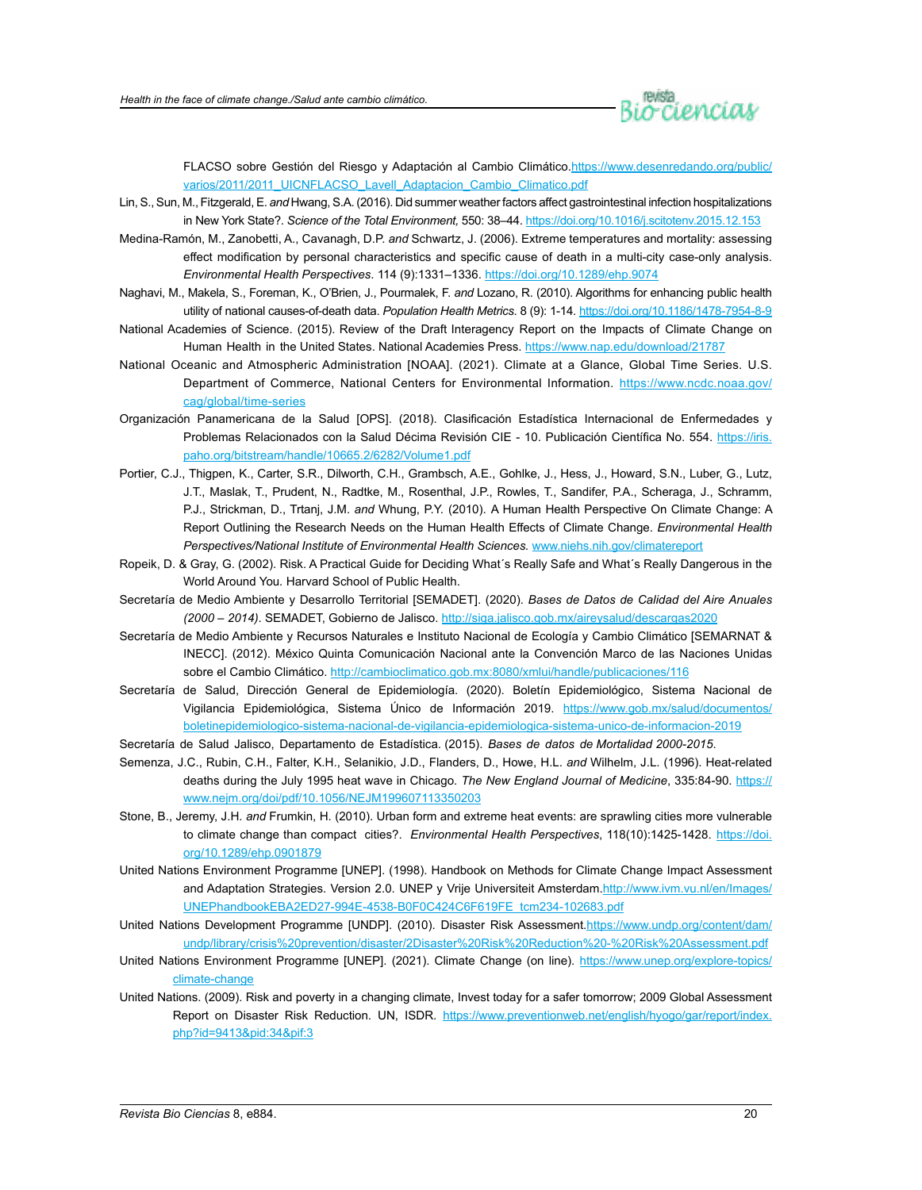FLACSO sobre Gestión del Riesgo y Adaptación al Cambio Climático. https://www.desenredando.org/public/varios/2011/2011_UICNFLACSO_Lavell_Adaptacion_Cambio_Climatico.pdf

Lin, S., Sun, M., Fitzgerald, E. *and* Hwang, S.A. (2016). Did summer weather factors affect gastrointestinal infection hospitalizations in New York State?. *Science of the Total Environment,* 550: 38–44. https://doi.org/10.1016/j.scitotenv.2015.12.153

Medina-Ramón, M., Zanobetti, A., Cavanagh, D.P. *and* Schwartz, J. (2006). Extreme temperatures and mortality: assessing effect modification by personal characteristics and specific cause of death in a multi-city case-only analysis. *Environmental Health Perspectives*. 114 (9):1331–1336. https://doi.org/10.1289/ehp.9074

Naghavi, M., Makela, S., Foreman, K., O'Brien, J., Pourmalek, F. *and* Lozano, R. (2010). Algorithms for enhancing public health utility of national causes-of-death data. *Population Health Metrics.* 8 (9): 1-14. https://doi.org/10.1186/1478-7954-8-9

National Academies of Science. (2015). Review of the Draft Interagency Report on the Impacts of Climate Change on Human Health in the United States. National Academies Press. https://www.nap.edu/download/21787

National Oceanic and Atmospheric Administration [NOAA]. (2021). Climate at a Glance, Global Time Series. U.S. Department of Commerce, National Centers for Environmental Information. https://www.ncdc.noaa.gov/cag/global/time-series

Organización Panamericana de la Salud [OPS]. (2018). Clasificación Estadística Internacional de Enfermedades y Problemas Relacionados con la Salud Décima Revisión CIE - 10. Publicación Científica No. 554. https://iris.paho.org/bitstream/handle/10665.2/6282/Volume1.pdf

Portier, C.J., Thigpen, K., Carter, S.R., Dilworth, C.H., Grambsch, A.E., Gohlke, J., Hess, J., Howard, S.N., Luber, G., Lutz, J.T., Maslak, T., Prudent, N., Radtke, M., Rosenthal, J.P., Rowles, T., Sandifer, P.A., Scheraga, J., Schramm, P.J., Strickman, D., Trtanj, J.M. *and* Whung, P.Y. (2010). A Human Health Perspective On Climate Change: A Report Outlining the Research Needs on the Human Health Effects of Climate Change. *Environmental Health Perspectives/National Institute of Environmental Health Sciences.* www.niehs.nih.gov/climatereport

Ropeik, D. & Gray, G. (2002). Risk. A Practical Guide for Deciding What´s Really Safe and What´s Really Dangerous in the World Around You. Harvard School of Public Health.

Secretaría de Medio Ambiente y Desarrollo Territorial [SEMADET]. (2020). *Bases de Datos de Calidad del Aire Anuales (2000 – 2014).* SEMADET, Gobierno de Jalisco. http://siga.jalisco.gob.mx/aireysalud/descargas2020

Secretaría de Medio Ambiente y Recursos Naturales e Instituto Nacional de Ecología y Cambio Climático [SEMARNAT & INECC]. (2012). México Quinta Comunicación Nacional ante la Convención Marco de las Naciones Unidas sobre el Cambio Climático. http://cambioclimatico.gob.mx:8080/xmlui/handle/publicaciones/116

Secretaría de Salud, Dirección General de Epidemiología. (2020). Boletín Epidemiológico, Sistema Nacional de Vigilancia Epidemiológica, Sistema Único de Información 2019. https://www.gob.mx/salud/documentos/boletinepidemiologico-sistema-nacional-de-vigilancia-epidemiologica-sistema-unico-de-informacion-2019

Secretaría de Salud Jalisco, Departamento de Estadística. (2015). *Bases de datos de Mortalidad 2000-2015*.

Semenza, J.C., Rubin, C.H., Falter, K.H., Selanikio, J.D., Flanders, D., Howe, H.L. *and* Wilhelm, J.L. (1996). Heat-related deaths during the July 1995 heat wave in Chicago. *The New England Journal of Medicine*, 335:84-90. https://www.nejm.org/doi/pdf/10.1056/NEJM199607113350203

Stone, B., Jeremy, J.H. *and* Frumkin, H. (2010). Urban form and extreme heat events: are sprawling cities more vulnerable to climate change than compact cities?. *Environmental Health Perspectives*, 118(10):1425-1428. https://doi.org/10.1289/ehp.0901879

United Nations Environment Programme [UNEP]. (1998). Handbook on Methods for Climate Change Impact Assessment and Adaptation Strategies. Version 2.0. UNEP y Vrije Universiteit Amsterdam. http://www.ivm.vu.nl/en/Images/UNEPhandbookEBA2ED27-994E-4538-B0F0C424C6F619FE_tcm234-102683.pdf

United Nations Development Programme [UNDP]. (2010). Disaster Risk Assessment. https://www.undp.org/content/dam/undp/library/crisis%20prevention/disaster/2Disaster%20Risk%20Reduction%20-%20Risk%20Assessment.pdf

United Nations Environment Programme [UNEP]. (2021). Climate Change (on line). https://www.unep.org/explore-topics/climate-change

United Nations. (2009). Risk and poverty in a changing climate, Invest today for a safer tomorrow; 2009 Global Assessment Report on Disaster Risk Reduction. UN, ISDR. https://www.preventionweb.net/english/hyogo/gar/report/index.php?id=9413&pid:34&pif:3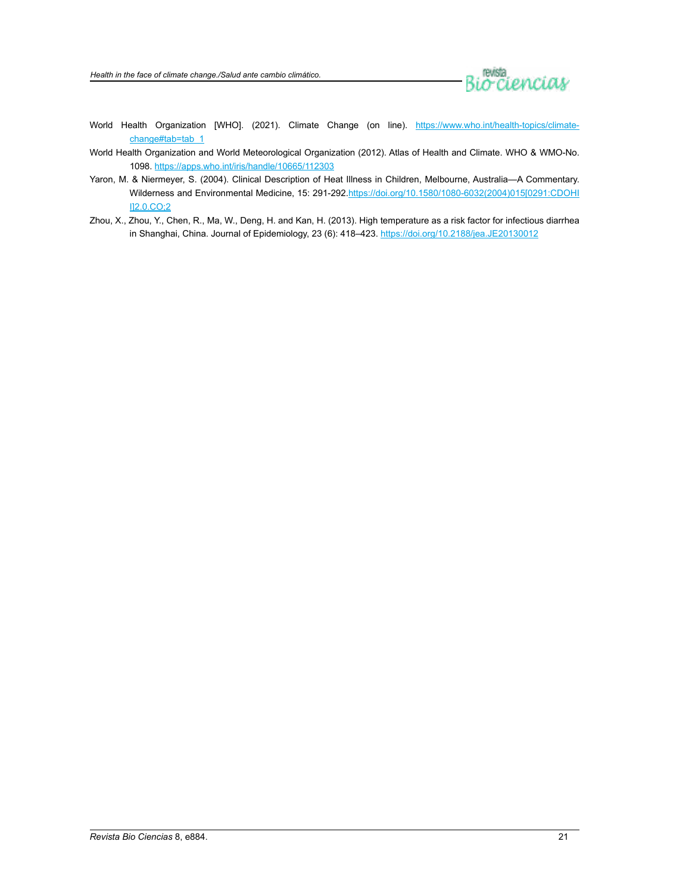World Health Organization [WHO]. (2021). Climate Change (on line). https://www.who.int/health-topics/climate-change#tab=tab_1

World Health Organization and World Meteorological Organization (2012). Atlas of Health and Climate. WHO & WMO-No. 1098. https://apps.who.int/iris/handle/10665/112303

Yaron, M. & Niermeyer, S. (2004). Clinical Description of Heat Illness in Children, Melbourne, Australia—A Commentary. Wilderness and Environmental Medicine, 15: 291-292.https://doi.org/10.1580/1080-6032(2004)015[0291:CDOHI I]2.0.CO;2

Zhou, X., Zhou, Y., Chen, R., Ma, W., Deng, H. and Kan, H. (2013). High temperature as a risk factor for infectious diarrhea in Shanghai, China. Journal of Epidemiology, 23 (6): 418–423. https://doi.org/10.2188/jea.JE20130012